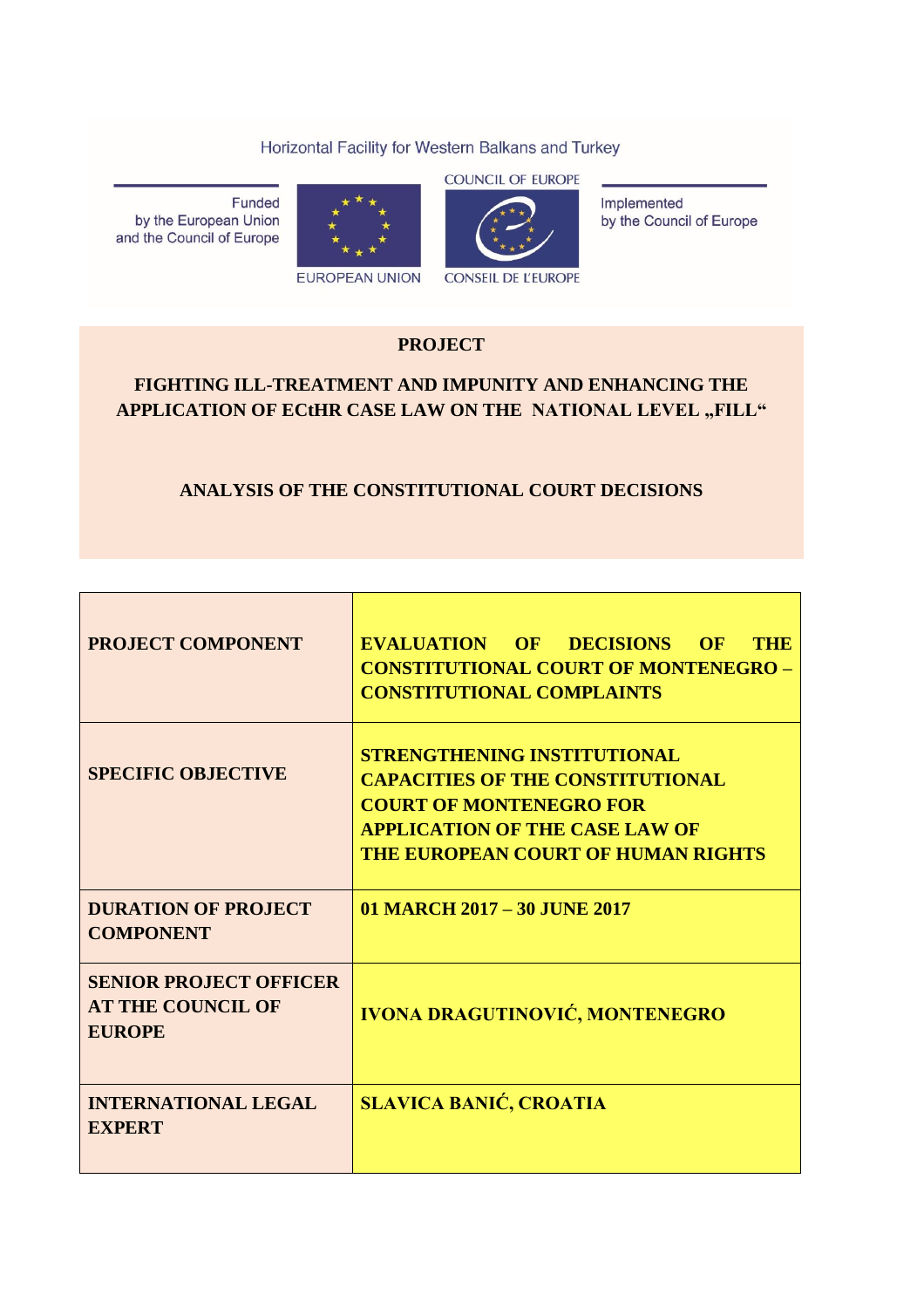Horizontal Facility for Western Balkans and Turkey

Funded by the European Union and the Council of Europe

EUROPEAN UNION

COUNCIL OF EUROPE

CONSEIL DE L'EUROPE

Implemented by the Council of Europe

**PROJECT**

**FIGHTING ILL-TREATMENT AND IMPUNITY AND ENHANCING THE APPLICATION OF ECtHR CASE LAW ON THE NATIONAL LEVEL „FILL“**

**ANALYSIS OF THE CONSTITUTIONAL COURT DECISIONS**

| | |
|---|---|
| **PROJECT COMPONENT** | **EVALUATION OF DECISIONS OF THE CONSTITUTIONAL COURT OF MONTENEGRO – CONSTITUTIONAL COMPLAINTS** |
| **SPECIFIC OBJECTIVE** | **STRENGTHENING INSTITUTIONAL CAPACITIES OF THE CONSTITUTIONAL COURT OF MONTENEGRO FOR APPLICATION OF THE CASE LAW OF THE EUROPEAN COURT OF HUMAN RIGHTS** |
| **DURATION OF PROJECT COMPONENT** | **01 MARCH 2017 – 30 JUNE 2017** |
| **SENIOR PROJECT OFFICER AT THE COUNCIL OF EUROPE** | **IVONA DRAGUTINOVIĆ, MONTENEGRO** |
| **INTERNATIONAL LEGAL EXPERT** | **SLAVICA BANIĆ, CROATIA** |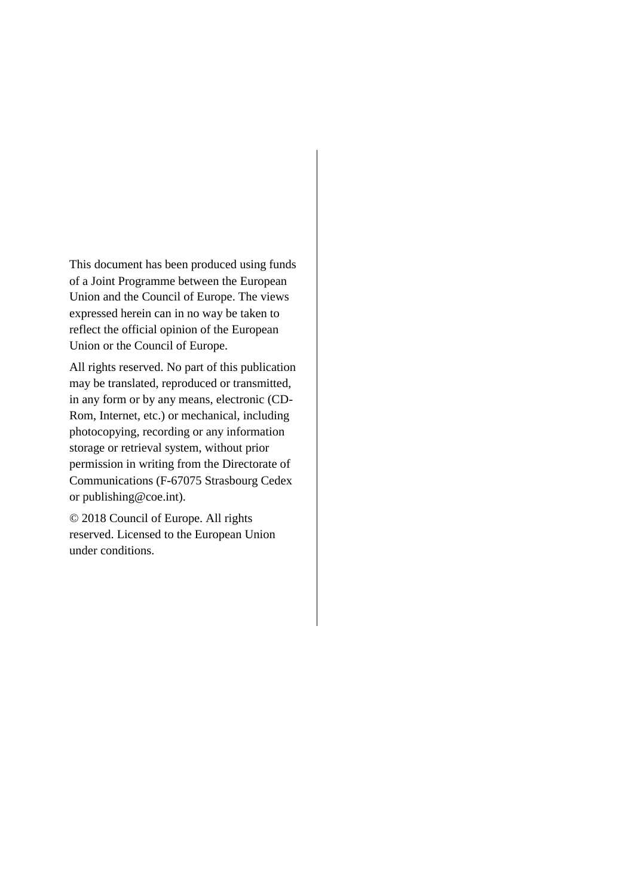This document has been produced using funds of a Joint Programme between the European Union and the Council of Europe. The views expressed herein can in no way be taken to reflect the official opinion of the European Union or the Council of Europe.

All rights reserved. No part of this publication may be translated, reproduced or transmitted, in any form or by any means, electronic (CD-Rom, Internet, etc.) or mechanical, including photocopying, recording or any information storage or retrieval system, without prior permission in writing from the Directorate of Communications (F-67075 Strasbourg Cedex or publishing@coe.int).

© 2018 Council of Europe. All rights reserved. Licensed to the European Union under conditions.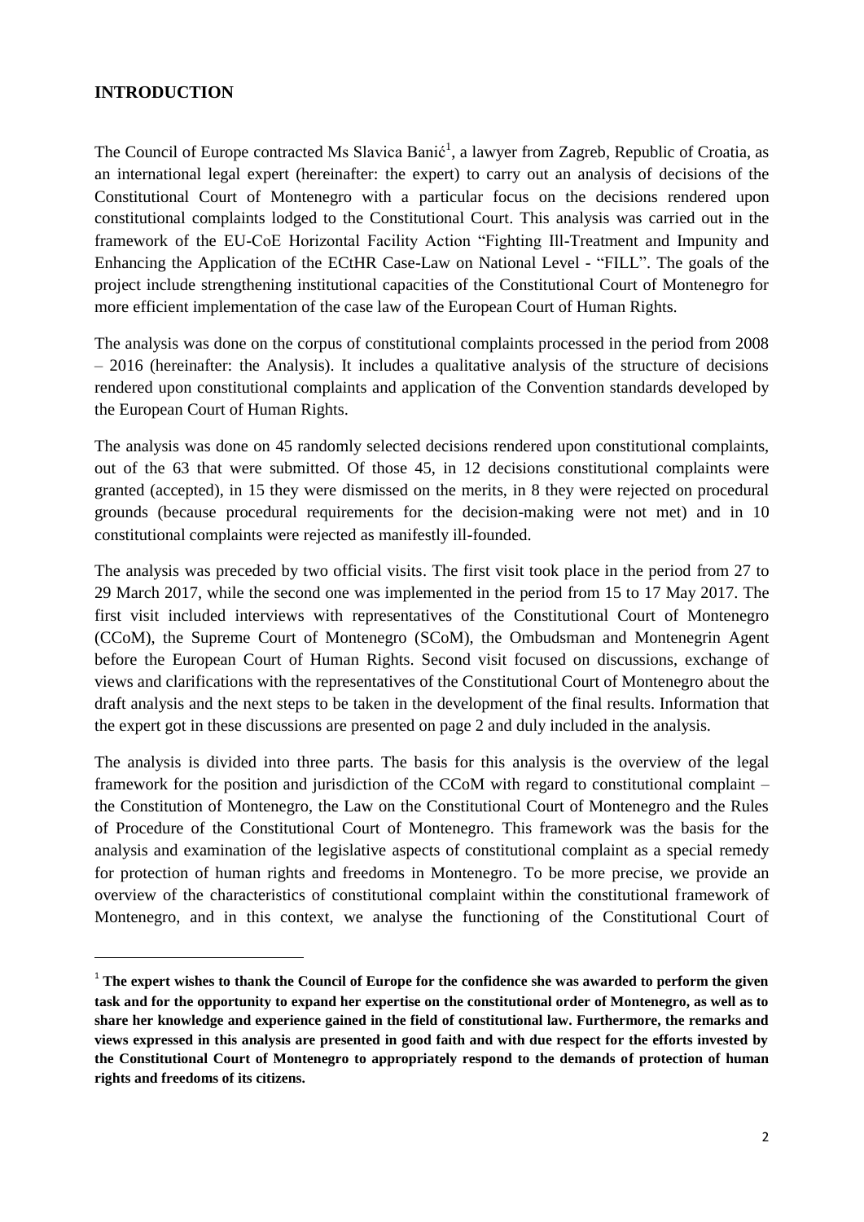## INTRODUCTION

The Council of Europe contracted Ms Slavica Banić[1], a lawyer from Zagreb, Republic of Croatia, as an international legal expert (hereinafter: the expert) to carry out an analysis of decisions of the Constitutional Court of Montenegro with a particular focus on the decisions rendered upon constitutional complaints lodged to the Constitutional Court. This analysis was carried out in the framework of the EU-CoE Horizontal Facility Action "Fighting Ill-Treatment and Impunity and Enhancing the Application of the ECtHR Case-Law on National Level - "FILL". The goals of the project include strengthening institutional capacities of the Constitutional Court of Montenegro for more efficient implementation of the case law of the European Court of Human Rights.

The analysis was done on the corpus of constitutional complaints processed in the period from 2008 – 2016 (hereinafter: the Analysis). It includes a qualitative analysis of the structure of decisions rendered upon constitutional complaints and application of the Convention standards developed by the European Court of Human Rights.

The analysis was done on 45 randomly selected decisions rendered upon constitutional complaints, out of the 63 that were submitted. Of those 45, in 12 decisions constitutional complaints were granted (accepted), in 15 they were dismissed on the merits, in 8 they were rejected on procedural grounds (because procedural requirements for the decision-making were not met) and in 10 constitutional complaints were rejected as manifestly ill-founded.

The analysis was preceded by two official visits. The first visit took place in the period from 27 to 29 March 2017, while the second one was implemented in the period from 15 to 17 May 2017. The first visit included interviews with representatives of the Constitutional Court of Montenegro (CCoM), the Supreme Court of Montenegro (SCoM), the Ombudsman and Montenegrin Agent before the European Court of Human Rights. Second visit focused on discussions, exchange of views and clarifications with the representatives of the Constitutional Court of Montenegro about the draft analysis and the next steps to be taken in the development of the final results. Information that the expert got in these discussions are presented on page 2 and duly included in the analysis.

The analysis is divided into three parts. The basis for this analysis is the overview of the legal framework for the position and jurisdiction of the CCoM with regard to constitutional complaint – the Constitution of Montenegro, the Law on the Constitutional Court of Montenegro and the Rules of Procedure of the Constitutional Court of Montenegro. This framework was the basis for the analysis and examination of the legislative aspects of constitutional complaint as a special remedy for protection of human rights and freedoms in Montenegro. To be more precise, we provide an overview of the characteristics of constitutional complaint within the constitutional framework of Montenegro, and in this context, we analyse the functioning of the Constitutional Court of

[1] **The expert wishes to thank the Council of Europe for the confidence she was awarded to perform the given task and for the opportunity to expand her expertise on the constitutional order of Montenegro, as well as to share her knowledge and experience gained in the field of constitutional law. Furthermore, the remarks and views expressed in this analysis are presented in good faith and with due respect for the efforts invested by the Constitutional Court of Montenegro to appropriately respond to the demands of protection of human rights and freedoms of its citizens.**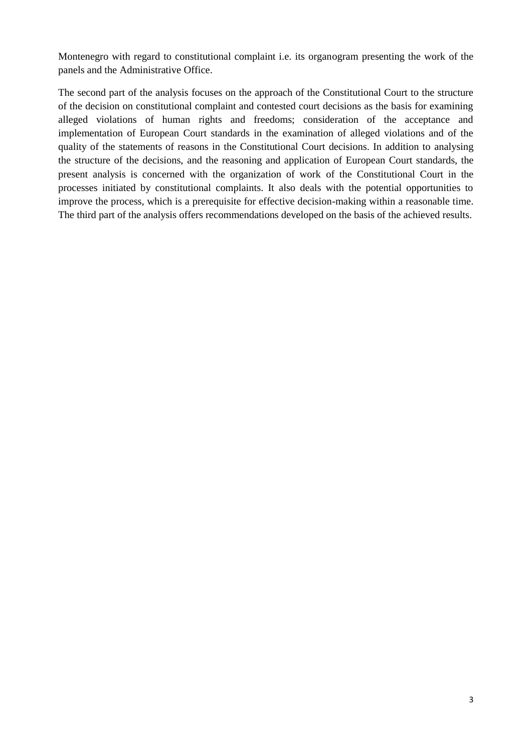Montenegro with regard to constitutional complaint i.e. its organogram presenting the work of the panels and the Administrative Office.

The second part of the analysis focuses on the approach of the Constitutional Court to the structure of the decision on constitutional complaint and contested court decisions as the basis for examining alleged violations of human rights and freedoms; consideration of the acceptance and implementation of European Court standards in the examination of alleged violations and of the quality of the statements of reasons in the Constitutional Court decisions. In addition to analysing the structure of the decisions, and the reasoning and application of European Court standards, the present analysis is concerned with the organization of work of the Constitutional Court in the processes initiated by constitutional complaints. It also deals with the potential opportunities to improve the process, which is a prerequisite for effective decision-making within a reasonable time. The third part of the analysis offers recommendations developed on the basis of the achieved results.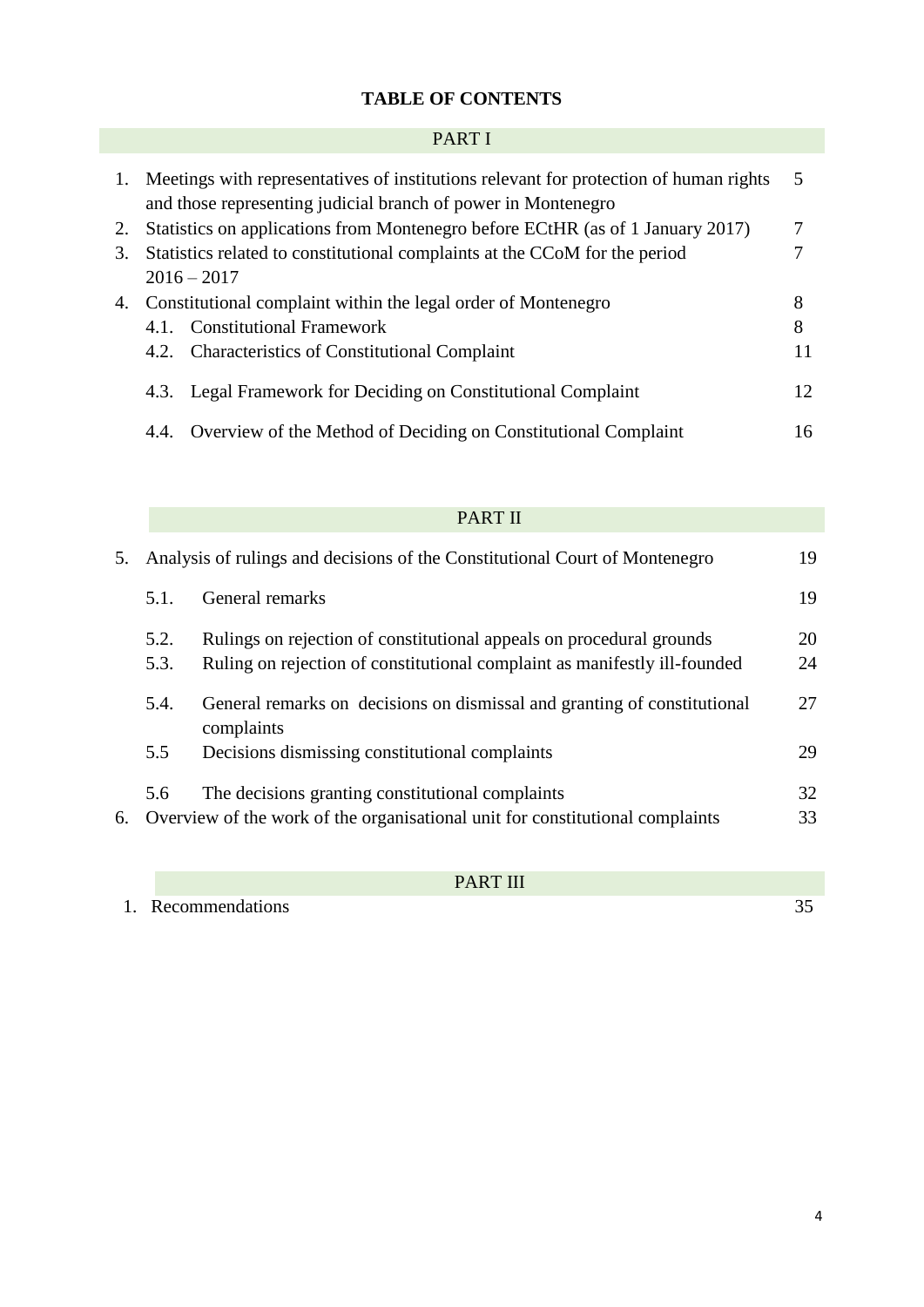**TABLE OF CONTENTS**

PART I

| | | |
|---|---|---|
| 1. | Meetings with representatives of institutions relevant for protection of human rights and those representing judicial branch of power in Montenegro | 5 |
| 2. | Statistics on applications from Montenegro before ECtHR (as of 1 January 2017) | 7 |
| 3. | Statistics related to constitutional complaints at the CCoM for the period 2016 – 2017 | 7 |
| 4. | Constitutional complaint within the legal order of Montenegro | 8 |
| 4.1. | Constitutional Framework | 8 |
| 4.2. | Characteristics of Constitutional Complaint | 11 |
| 4.3. | Legal Framework for Deciding on Constitutional Complaint | 12 |
| 4.4. | Overview of the Method of Deciding on Constitutional Complaint | 16 |

PART II

| | | |
|---|---|---|
| 5. | Analysis of rulings and decisions of the Constitutional Court of Montenegro | 19 |
| 5.1. | General remarks | 19 |
| 5.2. | Rulings on rejection of constitutional appeals on procedural grounds | 20 |
| 5.3. | Ruling on rejection of constitutional complaint as manifestly ill-founded | 24 |
| 5.4. | General remarks on decisions on dismissal and granting of constitutional complaints | 27 |
| 5.5 | Decisions dismissing constitutional complaints | 29 |
| 5.6 | The decisions granting constitutional complaints | 32 |
| 6. | Overview of the work of the organisational unit for constitutional complaints | 33 |

PART III

| | | |
|---|---|---|
| 1. | Recommendations | 35 |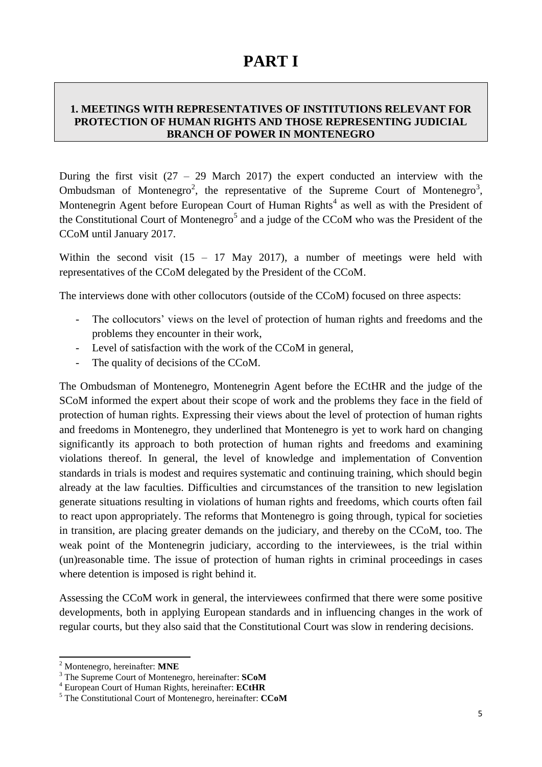# PART I

## 1. MEETINGS WITH REPRESENTATIVES OF INSTITUTIONS RELEVANT FOR PROTECTION OF HUMAN RIGHTS AND THOSE REPRESENTING JUDICIAL BRANCH OF POWER IN MONTENEGRO

During the first visit (27 – 29 March 2017) the expert conducted an interview with the Ombudsman of Montenegro[2], the representative of the Supreme Court of Montenegro[3], Montenegrin Agent before European Court of Human Rights[4] as well as with the President of the Constitutional Court of Montenegro[5] and a judge of the CCoM who was the President of the CCoM until January 2017.

Within the second visit (15 – 17 May 2017), a number of meetings were held with representatives of the CCoM delegated by the President of the CCoM.

The interviews done with other collocutors (outside of the CCoM) focused on three aspects:

- The collocutors' views on the level of protection of human rights and freedoms and the problems they encounter in their work,
- Level of satisfaction with the work of the CCoM in general,
- The quality of decisions of the CCoM.

The Ombudsman of Montenegro, Montenegrin Agent before the ECtHR and the judge of the SCoM informed the expert about their scope of work and the problems they face in the field of protection of human rights. Expressing their views about the level of protection of human rights and freedoms in Montenegro, they underlined that Montenegro is yet to work hard on changing significantly its approach to both protection of human rights and freedoms and examining violations thereof. In general, the level of knowledge and implementation of Convention standards in trials is modest and requires systematic and continuing training, which should begin already at the law faculties. Difficulties and circumstances of the transition to new legislation generate situations resulting in violations of human rights and freedoms, which courts often fail to react upon appropriately. The reforms that Montenegro is going through, typical for societies in transition, are placing greater demands on the judiciary, and thereby on the CCoM, too. The weak point of the Montenegrin judiciary, according to the interviewees, is the trial within (un)reasonable time. The issue of protection of human rights in criminal proceedings in cases where detention is imposed is right behind it.

Assessing the CCoM work in general, the interviewees confirmed that there were some positive developments, both in applying European standards and in influencing changes in the work of regular courts, but they also said that the Constitutional Court was slow in rendering decisions.

---

[2] Montenegro, hereinafter: **MNE**

[3] The Supreme Court of Montenegro, hereinafter: **SCoM**

[4] European Court of Human Rights, hereinafter: **ECtHR**

[5] The Constitutional Court of Montenegro, hereinafter: **CCoM**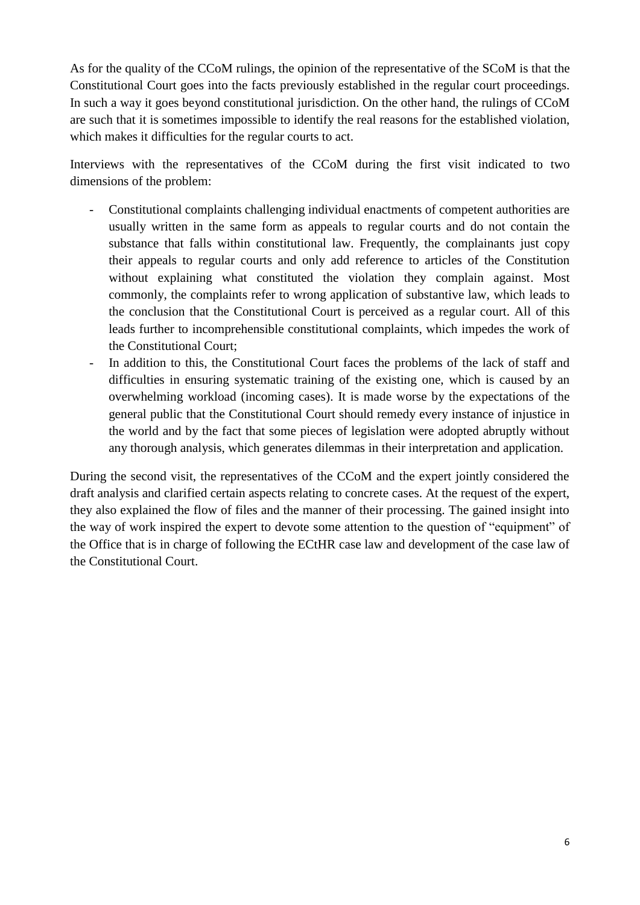As for the quality of the CCoM rulings, the opinion of the representative of the SCoM is that the Constitutional Court goes into the facts previously established in the regular court proceedings. In such a way it goes beyond constitutional jurisdiction. On the other hand, the rulings of CCoM are such that it is sometimes impossible to identify the real reasons for the established violation, which makes it difficulties for the regular courts to act.

Interviews with the representatives of the CCoM during the first visit indicated to two dimensions of the problem:

- Constitutional complaints challenging individual enactments of competent authorities are usually written in the same form as appeals to regular courts and do not contain the substance that falls within constitutional law. Frequently, the complainants just copy their appeals to regular courts and only add reference to articles of the Constitution without explaining what constituted the violation they complain against. Most commonly, the complaints refer to wrong application of substantive law, which leads to the conclusion that the Constitutional Court is perceived as a regular court. All of this leads further to incomprehensible constitutional complaints, which impedes the work of the Constitutional Court;
- In addition to this, the Constitutional Court faces the problems of the lack of staff and difficulties in ensuring systematic training of the existing one, which is caused by an overwhelming workload (incoming cases). It is made worse by the expectations of the general public that the Constitutional Court should remedy every instance of injustice in the world and by the fact that some pieces of legislation were adopted abruptly without any thorough analysis, which generates dilemmas in their interpretation and application.

During the second visit, the representatives of the CCoM and the expert jointly considered the draft analysis and clarified certain aspects relating to concrete cases. At the request of the expert, they also explained the flow of files and the manner of their processing. The gained insight into the way of work inspired the expert to devote some attention to the question of "equipment" of the Office that is in charge of following the ECtHR case law and development of the case law of the Constitutional Court.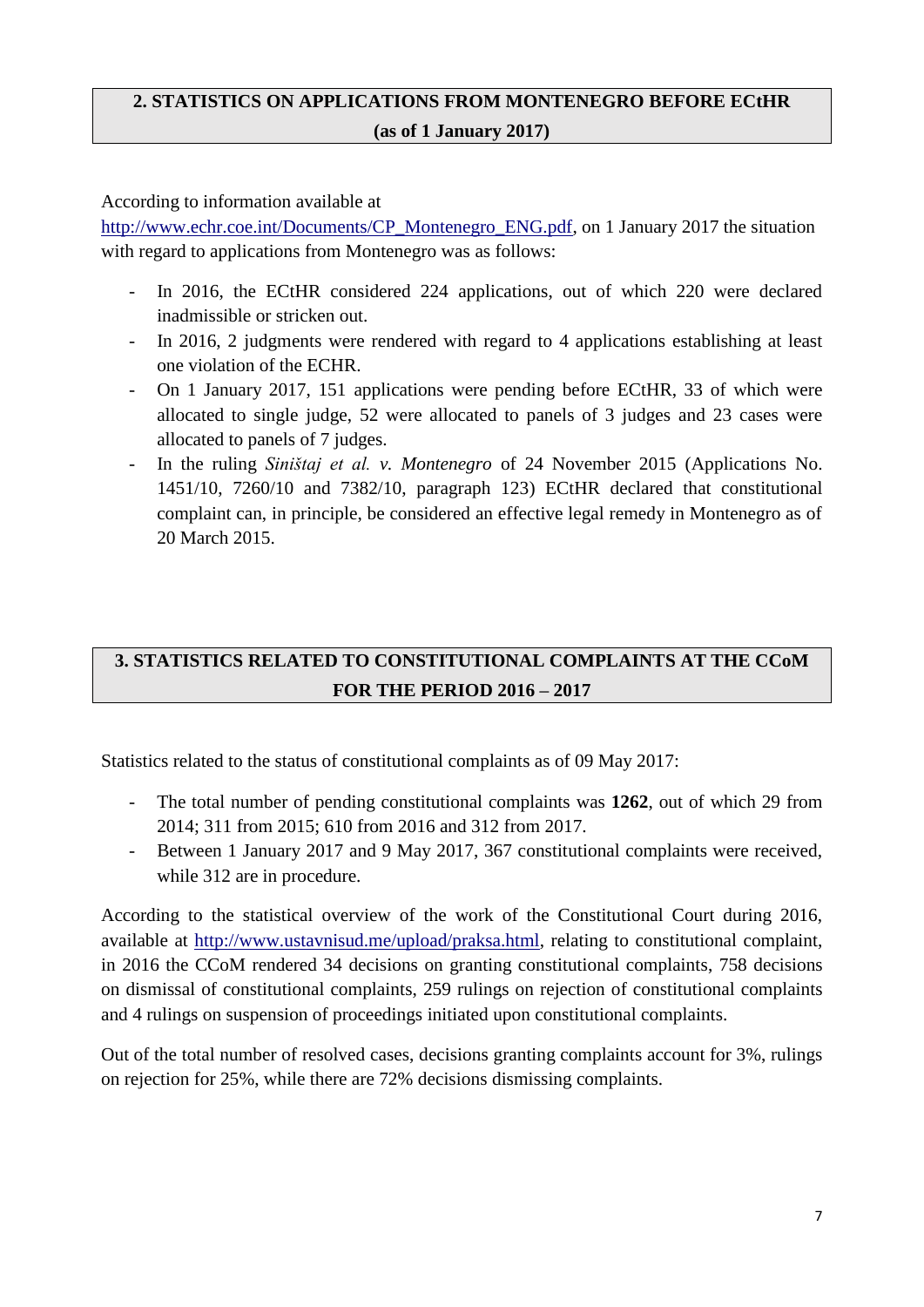## 2. STATISTICS ON APPLICATIONS FROM MONTENEGRO BEFORE ECtHR (as of 1 January 2017)

According to information available at http://www.echr.coe.int/Documents/CP_Montenegro_ENG.pdf, on 1 January 2017 the situation with regard to applications from Montenegro was as follows:

- In 2016, the ECtHR considered 224 applications, out of which 220 were declared inadmissible or stricken out.
- In 2016, 2 judgments were rendered with regard to 4 applications establishing at least one violation of the ECHR.
- On 1 January 2017, 151 applications were pending before ECtHR, 33 of which were allocated to single judge, 52 were allocated to panels of 3 judges and 23 cases were allocated to panels of 7 judges.
- In the ruling *Siništaj et al. v. Montenegro* of 24 November 2015 (Applications No. 1451/10, 7260/10 and 7382/10, paragraph 123) ECtHR declared that constitutional complaint can, in principle, be considered an effective legal remedy in Montenegro as of 20 March 2015.

## 3. STATISTICS RELATED TO CONSTITUTIONAL COMPLAINTS AT THE CCoM FOR THE PERIOD 2016 – 2017

Statistics related to the status of constitutional complaints as of 09 May 2017:

- The total number of pending constitutional complaints was **1262**, out of which 29 from 2014; 311 from 2015; 610 from 2016 and 312 from 2017.
- Between 1 January 2017 and 9 May 2017, 367 constitutional complaints were received, while 312 are in procedure.

According to the statistical overview of the work of the Constitutional Court during 2016, available at http://www.ustavnisud.me/upload/praksa.html, relating to constitutional complaint, in 2016 the CCoM rendered 34 decisions on granting constitutional complaints, 758 decisions on dismissal of constitutional complaints, 259 rulings on rejection of constitutional complaints and 4 rulings on suspension of proceedings initiated upon constitutional complaints.

Out of the total number of resolved cases, decisions granting complaints account for 3%, rulings on rejection for 25%, while there are 72% decisions dismissing complaints.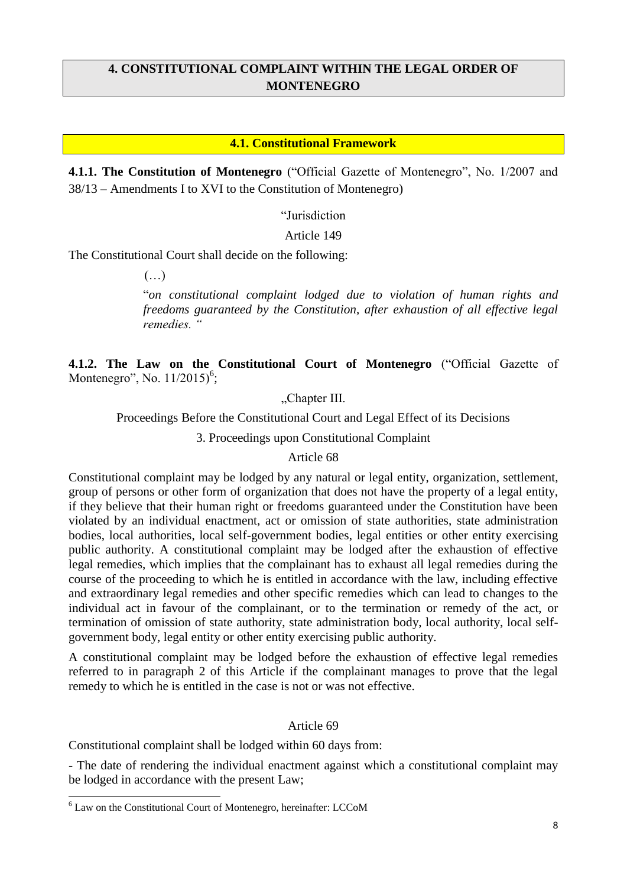# 4. CONSTITUTIONAL COMPLAINT WITHIN THE LEGAL ORDER OF MONTENEGRO

## 4.1. Constitutional Framework

**4.1.1. The Constitution of Montenegro** ("Official Gazette of Montenegro", No. 1/2007 and 38/13 – Amendments I to XVI to the Constitution of Montenegro)

"Jurisdiction

Article 149

The Constitutional Court shall decide on the following:

> (…)
>
> "*on constitutional complaint lodged due to violation of human rights and freedoms guaranteed by the Constitution, after exhaustion of all effective legal remedies.* "

**4.1.2. The Law on the Constitutional Court of Montenegro** ("Official Gazette of Montenegro", No. 11/2015)[6];

„Chapter III.

Proceedings Before the Constitutional Court and Legal Effect of its Decisions

3. Proceedings upon Constitutional Complaint

Article 68

Constitutional complaint may be lodged by any natural or legal entity, organization, settlement, group of persons or other form of organization that does not have the property of a legal entity, if they believe that their human right or freedoms guaranteed under the Constitution have been violated by an individual enactment, act or omission of state authorities, state administration bodies, local authorities, local self-government bodies, legal entities or other entity exercising public authority. A constitutional complaint may be lodged after the exhaustion of effective legal remedies, which implies that the complainant has to exhaust all legal remedies during the course of the proceeding to which he is entitled in accordance with the law, including effective and extraordinary legal remedies and other specific remedies which can lead to changes to the individual act in favour of the complainant, or to the termination or remedy of the act, or termination of omission of state authority, state administration body, local authority, local self-government body, legal entity or other entity exercising public authority.

A constitutional complaint may be lodged before the exhaustion of effective legal remedies referred to in paragraph 2 of this Article if the complainant manages to prove that the legal remedy to which he is entitled in the case is not or was not effective.

Article 69

Constitutional complaint shall be lodged within 60 days from:

- The date of rendering the individual enactment against which a constitutional complaint may be lodged in accordance with the present Law;

[6] Law on the Constitutional Court of Montenegro, hereinafter: LCCoM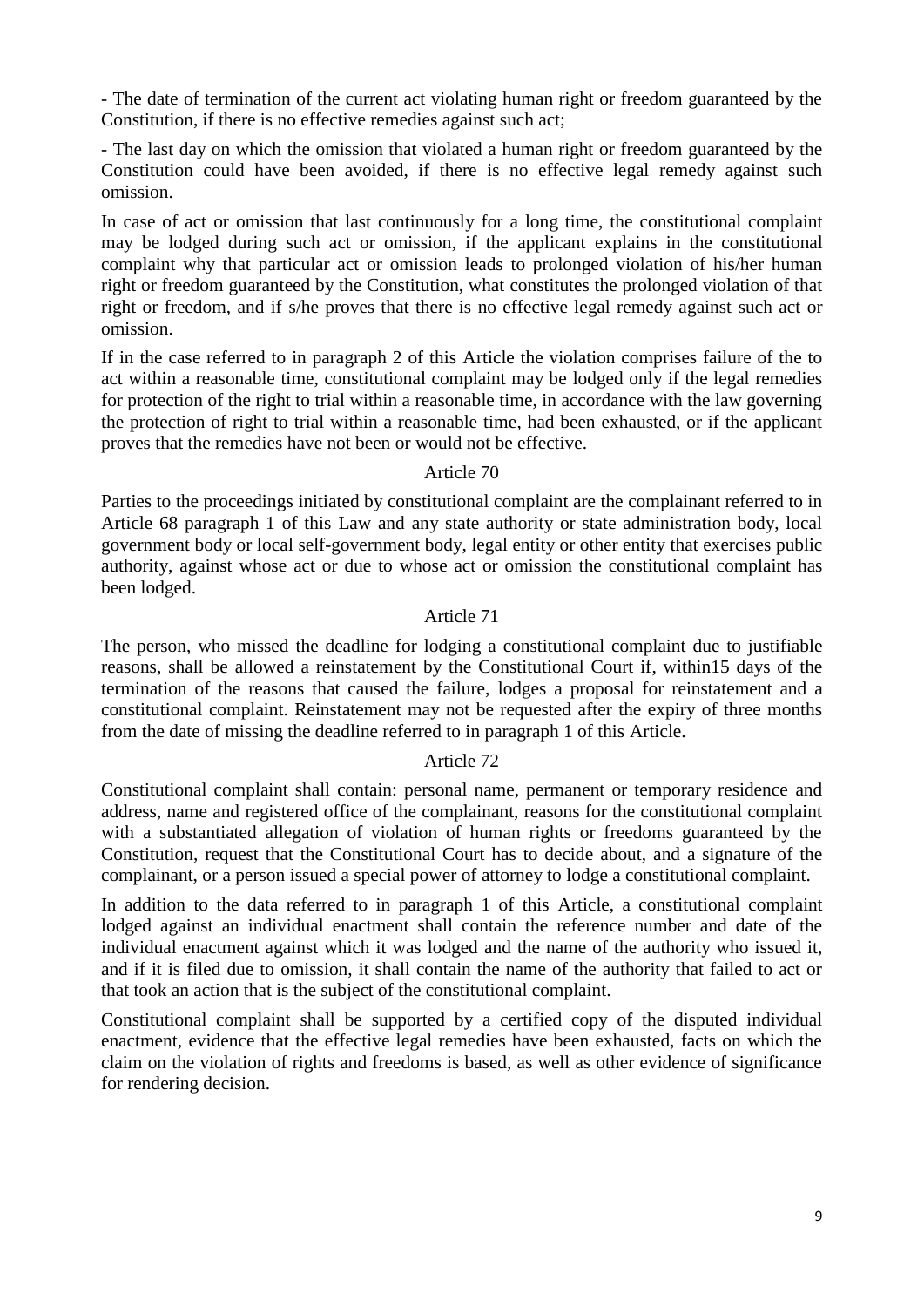- The date of termination of the current act violating human right or freedom guaranteed by the Constitution, if there is no effective remedies against such act;

- The last day on which the omission that violated a human right or freedom guaranteed by the Constitution could have been avoided, if there is no effective legal remedy against such omission.

In case of act or omission that last continuously for a long time, the constitutional complaint may be lodged during such act or omission, if the applicant explains in the constitutional complaint why that particular act or omission leads to prolonged violation of his/her human right or freedom guaranteed by the Constitution, what constitutes the prolonged violation of that right or freedom, and if s/he proves that there is no effective legal remedy against such act or omission.

If in the case referred to in paragraph 2 of this Article the violation comprises failure of the to act within a reasonable time, constitutional complaint may be lodged only if the legal remedies for protection of the right to trial within a reasonable time, in accordance with the law governing the protection of right to trial within a reasonable time, had been exhausted, or if the applicant proves that the remedies have not been or would not be effective.

Article 70

Parties to the proceedings initiated by constitutional complaint are the complainant referred to in Article 68 paragraph 1 of this Law and any state authority or state administration body, local government body or local self-government body, legal entity or other entity that exercises public authority, against whose act or due to whose act or omission the constitutional complaint has been lodged.

Article 71

The person, who missed the deadline for lodging a constitutional complaint due to justifiable reasons, shall be allowed a reinstatement by the Constitutional Court if, within15 days of the termination of the reasons that caused the failure, lodges a proposal for reinstatement and a constitutional complaint. Reinstatement may not be requested after the expiry of three months from the date of missing the deadline referred to in paragraph 1 of this Article.

Article 72

Constitutional complaint shall contain: personal name, permanent or temporary residence and address, name and registered office of the complainant, reasons for the constitutional complaint with a substantiated allegation of violation of human rights or freedoms guaranteed by the Constitution, request that the Constitutional Court has to decide about, and a signature of the complainant, or a person issued a special power of attorney to lodge a constitutional complaint.

In addition to the data referred to in paragraph 1 of this Article, a constitutional complaint lodged against an individual enactment shall contain the reference number and date of the individual enactment against which it was lodged and the name of the authority who issued it, and if it is filed due to omission, it shall contain the name of the authority that failed to act or that took an action that is the subject of the constitutional complaint.

Constitutional complaint shall be supported by a certified copy of the disputed individual enactment, evidence that the effective legal remedies have been exhausted, facts on which the claim on the violation of rights and freedoms is based, as well as other evidence of significance for rendering decision.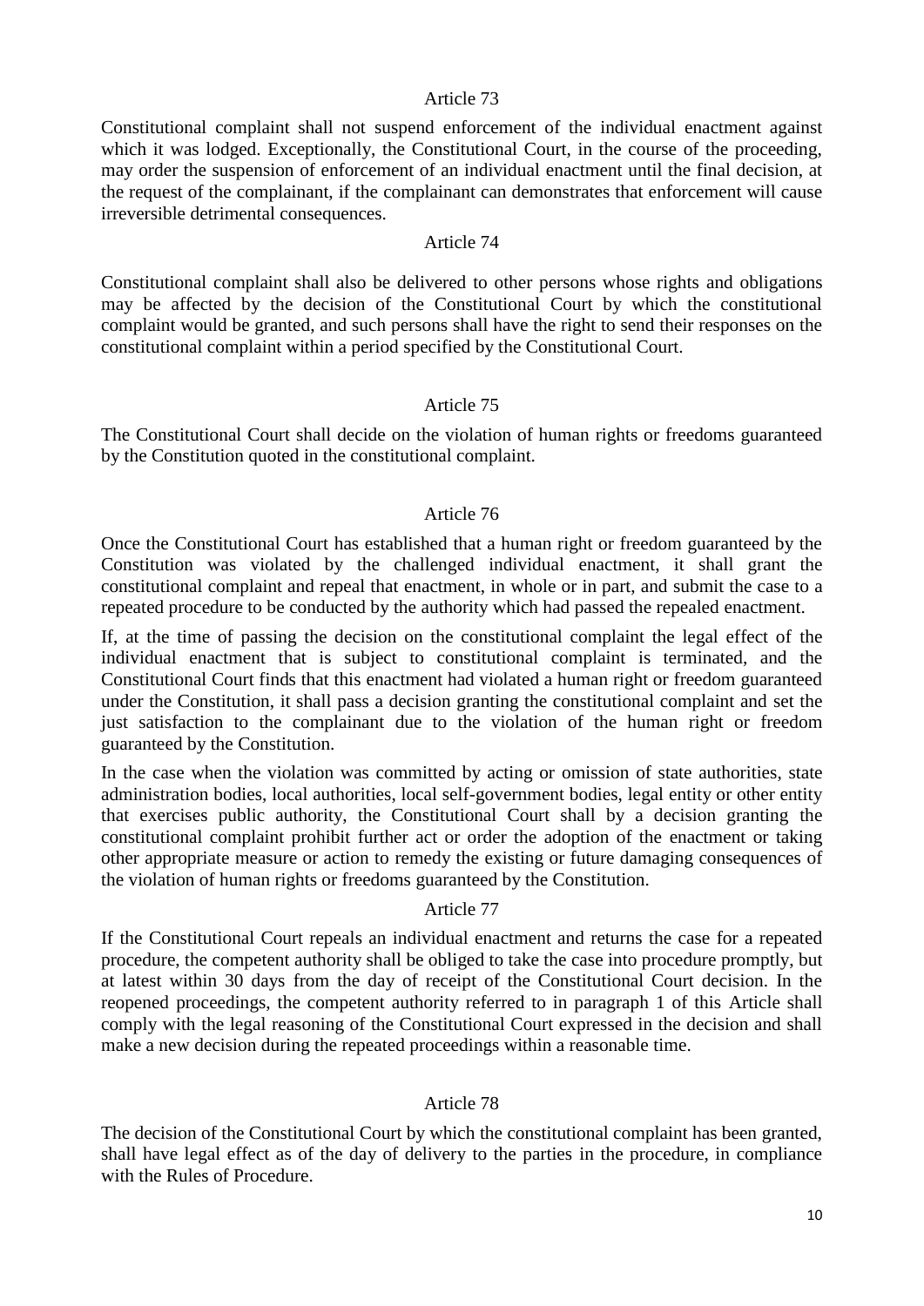Article 73

Constitutional complaint shall not suspend enforcement of the individual enactment against which it was lodged. Exceptionally, the Constitutional Court, in the course of the proceeding, may order the suspension of enforcement of an individual enactment until the final decision, at the request of the complainant, if the complainant can demonstrates that enforcement will cause irreversible detrimental consequences.

Article 74

Constitutional complaint shall also be delivered to other persons whose rights and obligations may be affected by the decision of the Constitutional Court by which the constitutional complaint would be granted, and such persons shall have the right to send their responses on the constitutional complaint within a period specified by the Constitutional Court.

Article 75

The Constitutional Court shall decide on the violation of human rights or freedoms guaranteed by the Constitution quoted in the constitutional complaint.

Article 76

Once the Constitutional Court has established that a human right or freedom guaranteed by the Constitution was violated by the challenged individual enactment, it shall grant the constitutional complaint and repeal that enactment, in whole or in part, and submit the case to a repeated procedure to be conducted by the authority which had passed the repealed enactment.

If, at the time of passing the decision on the constitutional complaint the legal effect of the individual enactment that is subject to constitutional complaint is terminated, and the Constitutional Court finds that this enactment had violated a human right or freedom guaranteed under the Constitution, it shall pass a decision granting the constitutional complaint and set the just satisfaction to the complainant due to the violation of the human right or freedom guaranteed by the Constitution.

In the case when the violation was committed by acting or omission of state authorities, state administration bodies, local authorities, local self-government bodies, legal entity or other entity that exercises public authority, the Constitutional Court shall by a decision granting the constitutional complaint prohibit further act or order the adoption of the enactment or taking other appropriate measure or action to remedy the existing or future damaging consequences of the violation of human rights or freedoms guaranteed by the Constitution.

Article 77

If the Constitutional Court repeals an individual enactment and returns the case for a repeated procedure, the competent authority shall be obliged to take the case into procedure promptly, but at latest within 30 days from the day of receipt of the Constitutional Court decision. In the reopened proceedings, the competent authority referred to in paragraph 1 of this Article shall comply with the legal reasoning of the Constitutional Court expressed in the decision and shall make a new decision during the repeated proceedings within a reasonable time.

Article 78

The decision of the Constitutional Court by which the constitutional complaint has been granted, shall have legal effect as of the day of delivery to the parties in the procedure, in compliance with the Rules of Procedure.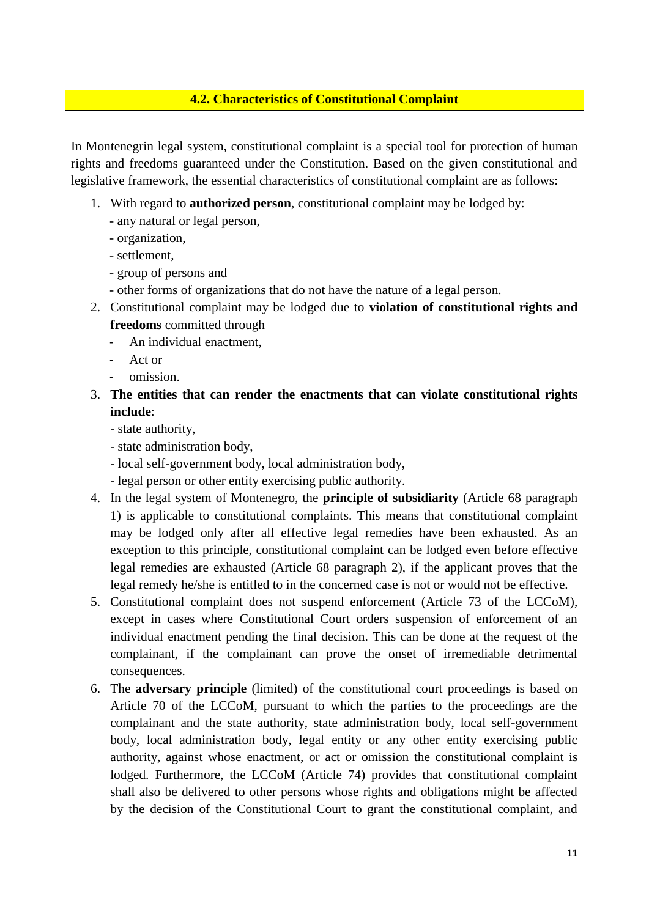## 4.2. Characteristics of Constitutional Complaint

In Montenegrin legal system, constitutional complaint is a special tool for protection of human rights and freedoms guaranteed under the Constitution. Based on the given constitutional and legislative framework, the essential characteristics of constitutional complaint are as follows:

1. With regard to **authorized person**, constitutional complaint may be lodged by:
   - any natural or legal person,
   - organization,
   - settlement,
   - group of persons and
   - other forms of organizations that do not have the nature of a legal person.
2. Constitutional complaint may be lodged due to **violation of constitutional rights and freedoms** committed through
   - An individual enactment,
   - Act or
   - omission.
3. **The entities that can render the enactments that can violate constitutional rights include**:
   - state authority,
   - state administration body,
   - local self-government body, local administration body,
   - legal person or other entity exercising public authority.
4. In the legal system of Montenegro, the **principle of subsidiarity** (Article 68 paragraph 1) is applicable to constitutional complaints. This means that constitutional complaint may be lodged only after all effective legal remedies have been exhausted. As an exception to this principle, constitutional complaint can be lodged even before effective legal remedies are exhausted (Article 68 paragraph 2), if the applicant proves that the legal remedy he/she is entitled to in the concerned case is not or would not be effective.
5. Constitutional complaint does not suspend enforcement (Article 73 of the LCCoM), except in cases where Constitutional Court orders suspension of enforcement of an individual enactment pending the final decision. This can be done at the request of the complainant, if the complainant can prove the onset of irremediable detrimental consequences.
6. The **adversary principle** (limited) of the constitutional court proceedings is based on Article 70 of the LCCoM, pursuant to which the parties to the proceedings are the complainant and the state authority, state administration body, local self-government body, local administration body, legal entity or any other entity exercising public authority, against whose enactment, or act or omission the constitutional complaint is lodged. Furthermore, the LCCoM (Article 74) provides that constitutional complaint shall also be delivered to other persons whose rights and obligations might be affected by the decision of the Constitutional Court to grant the constitutional complaint, and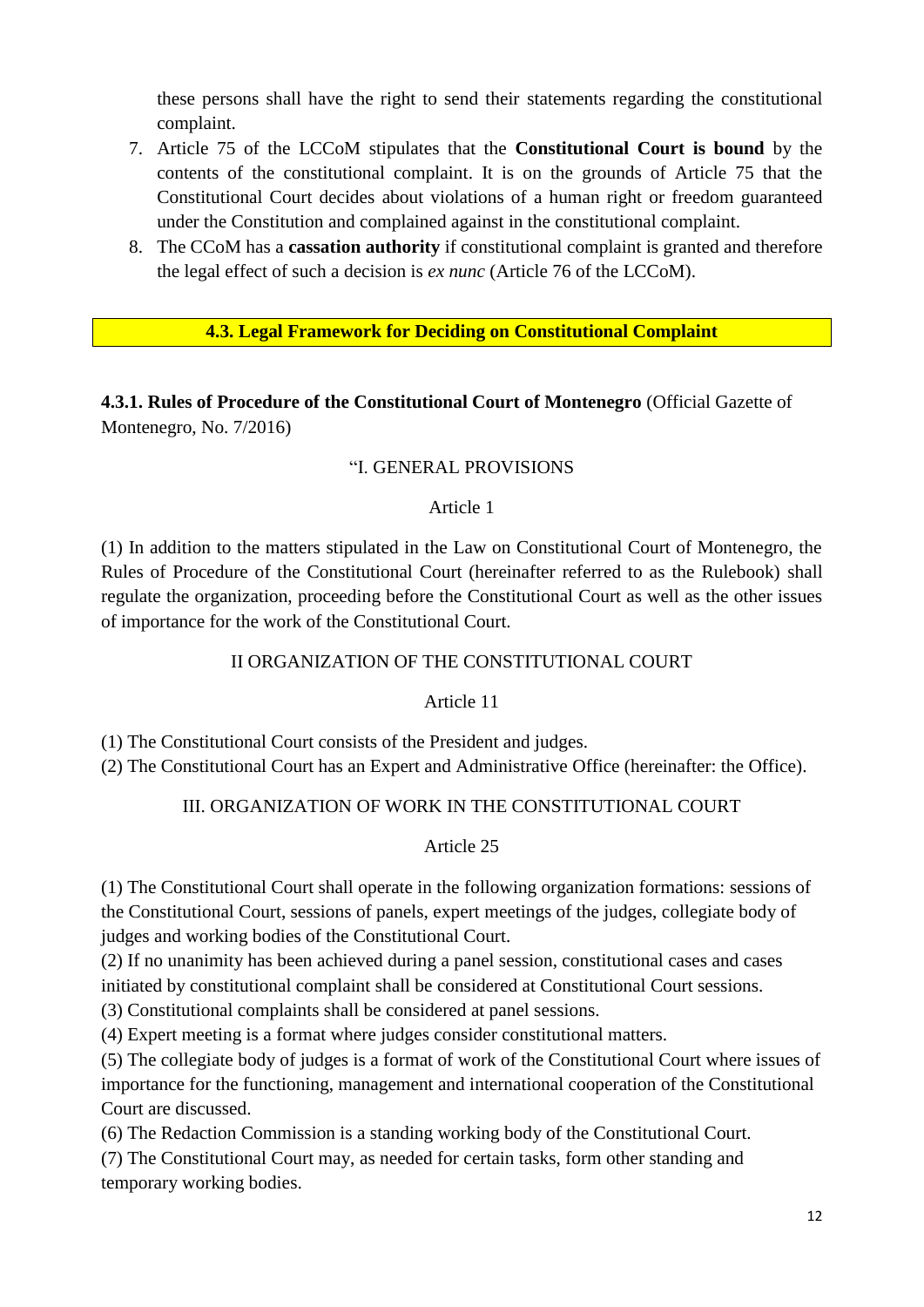these persons shall have the right to send their statements regarding the constitutional complaint.

7. Article 75 of the LCCoM stipulates that the **Constitutional Court is bound** by the contents of the constitutional complaint. It is on the grounds of Article 75 that the Constitutional Court decides about violations of a human right or freedom guaranteed under the Constitution and complained against in the constitutional complaint.
8. The CCoM has a **cassation authority** if constitutional complaint is granted and therefore the legal effect of such a decision is *ex nunc* (Article 76 of the LCCoM).

## 4.3. Legal Framework for Deciding on Constitutional Complaint

### 4.3.1. Rules of Procedure of the Constitutional Court of Montenegro (Official Gazette of Montenegro, No. 7/2016)

"I. GENERAL PROVISIONS

Article 1

(1) In addition to the matters stipulated in the Law on Constitutional Court of Montenegro, the Rules of Procedure of the Constitutional Court (hereinafter referred to as the Rulebook) shall regulate the organization, proceeding before the Constitutional Court as well as the other issues of importance for the work of the Constitutional Court.

II ORGANIZATION OF THE CONSTITUTIONAL COURT

Article 11

(1) The Constitutional Court consists of the President and judges.
(2) The Constitutional Court has an Expert and Administrative Office (hereinafter: the Office).

III. ORGANIZATION OF WORK IN THE CONSTITUTIONAL COURT

Article 25

(1) The Constitutional Court shall operate in the following organization formations: sessions of the Constitutional Court, sessions of panels, expert meetings of the judges, collegiate body of judges and working bodies of the Constitutional Court.
(2) If no unanimity has been achieved during a panel session, constitutional cases and cases initiated by constitutional complaint shall be considered at Constitutional Court sessions.
(3) Constitutional complaints shall be considered at panel sessions.
(4) Expert meeting is a format where judges consider constitutional matters.
(5) The collegiate body of judges is a format of work of the Constitutional Court where issues of importance for the functioning, management and international cooperation of the Constitutional Court are discussed.
(6) The Redaction Commission is a standing working body of the Constitutional Court.
(7) The Constitutional Court may, as needed for certain tasks, form other standing and temporary working bodies.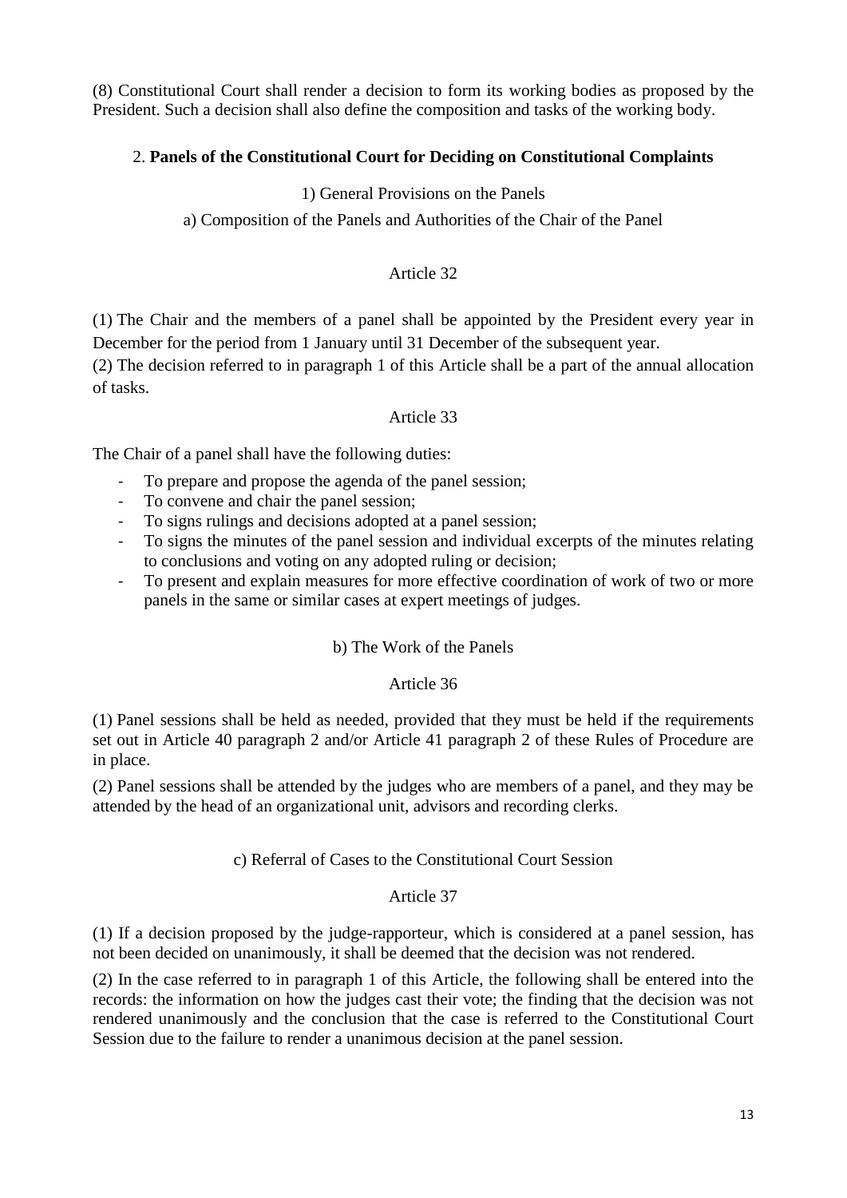(8) Constitutional Court shall render a decision to form its working bodies as proposed by the President. Such a decision shall also define the composition and tasks of the working body.

## 2. **Panels of the Constitutional Court for Deciding on Constitutional Complaints**

### 1) General Provisions on the Panels

#### a) Composition of the Panels and Authorities of the Chair of the Panel

Article 32

(1) The Chair and the members of a panel shall be appointed by the President every year in December for the period from 1 January until 31 December of the subsequent year.

(2) The decision referred to in paragraph 1 of this Article shall be a part of the annual allocation of tasks.

Article 33

The Chair of a panel shall have the following duties:

- To prepare and propose the agenda of the panel session;
- To convene and chair the panel session;
- To signs rulings and decisions adopted at a panel session;
- To signs the minutes of the panel session and individual excerpts of the minutes relating to conclusions and voting on any adopted ruling or decision;
- To present and explain measures for more effective coordination of work of two or more panels in the same or similar cases at expert meetings of judges.

#### b) The Work of the Panels

Article 36

(1) Panel sessions shall be held as needed, provided that they must be held if the requirements set out in Article 40 paragraph 2 and/or Article 41 paragraph 2 of these Rules of Procedure are in place.

(2) Panel sessions shall be attended by the judges who are members of a panel, and they may be attended by the head of an organizational unit, advisors and recording clerks.

#### c) Referral of Cases to the Constitutional Court Session

Article 37

(1) If a decision proposed by the judge-rapporteur, which is considered at a panel session, has not been decided on unanimously, it shall be deemed that the decision was not rendered.

(2) In the case referred to in paragraph 1 of this Article, the following shall be entered into the records: the information on how the judges cast their vote; the finding that the decision was not rendered unanimously and the conclusion that the case is referred to the Constitutional Court Session due to the failure to render a unanimous decision at the panel session.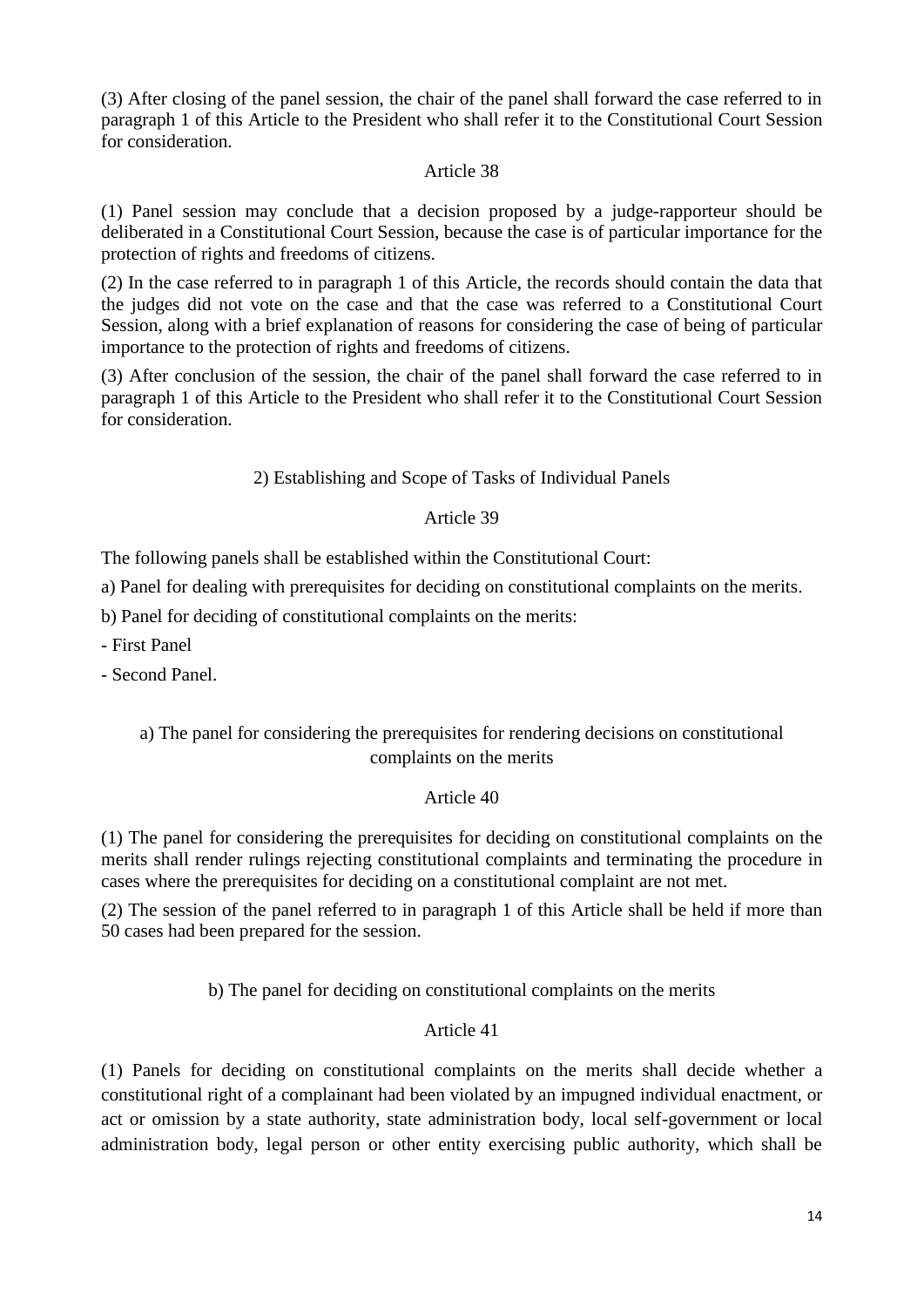(3) After closing of the panel session, the chair of the panel shall forward the case referred to in paragraph 1 of this Article to the President who shall refer it to the Constitutional Court Session for consideration.

### Article 38

(1) Panel session may conclude that a decision proposed by a judge-rapporteur should be deliberated in a Constitutional Court Session, because the case is of particular importance for the protection of rights and freedoms of citizens.

(2) In the case referred to in paragraph 1 of this Article, the records should contain the data that the judges did not vote on the case and that the case was referred to a Constitutional Court Session, along with a brief explanation of reasons for considering the case of being of particular importance to the protection of rights and freedoms of citizens.

(3) After conclusion of the session, the chair of the panel shall forward the case referred to in paragraph 1 of this Article to the President who shall refer it to the Constitutional Court Session for consideration.

## 2) Establishing and Scope of Tasks of Individual Panels

### Article 39

The following panels shall be established within the Constitutional Court:

a) Panel for dealing with prerequisites for deciding on constitutional complaints on the merits.

b) Panel for deciding of constitutional complaints on the merits:

- First Panel
- Second Panel.

### a) The panel for considering the prerequisites for rendering decisions on constitutional complaints on the merits

### Article 40

(1) The panel for considering the prerequisites for deciding on constitutional complaints on the merits shall render rulings rejecting constitutional complaints and terminating the procedure in cases where the prerequisites for deciding on a constitutional complaint are not met.

(2) The session of the panel referred to in paragraph 1 of this Article shall be held if more than 50 cases had been prepared for the session.

### b) The panel for deciding on constitutional complaints on the merits

### Article 41

(1) Panels for deciding on constitutional complaints on the merits shall decide whether a constitutional right of a complainant had been violated by an impugned individual enactment, or act or omission by a state authority, state administration body, local self-government or local administration body, legal person or other entity exercising public authority, which shall be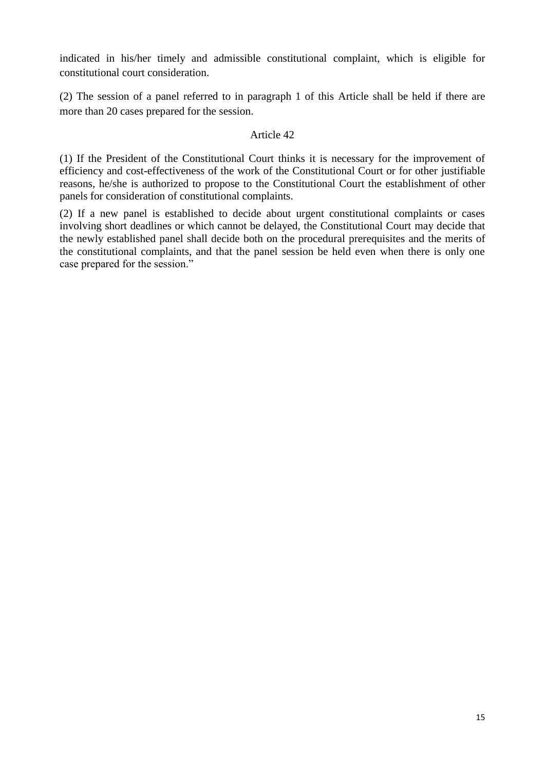indicated in his/her timely and admissible constitutional complaint, which is eligible for constitutional court consideration.

(2) The session of a panel referred to in paragraph 1 of this Article shall be held if there are more than 20 cases prepared for the session.

Article 42

(1) If the President of the Constitutional Court thinks it is necessary for the improvement of efficiency and cost-effectiveness of the work of the Constitutional Court or for other justifiable reasons, he/she is authorized to propose to the Constitutional Court the establishment of other panels for consideration of constitutional complaints.

(2) If a new panel is established to decide about urgent constitutional complaints or cases involving short deadlines or which cannot be delayed, the Constitutional Court may decide that the newly established panel shall decide both on the procedural prerequisites and the merits of the constitutional complaints, and that the panel session be held even when there is only one case prepared for the session."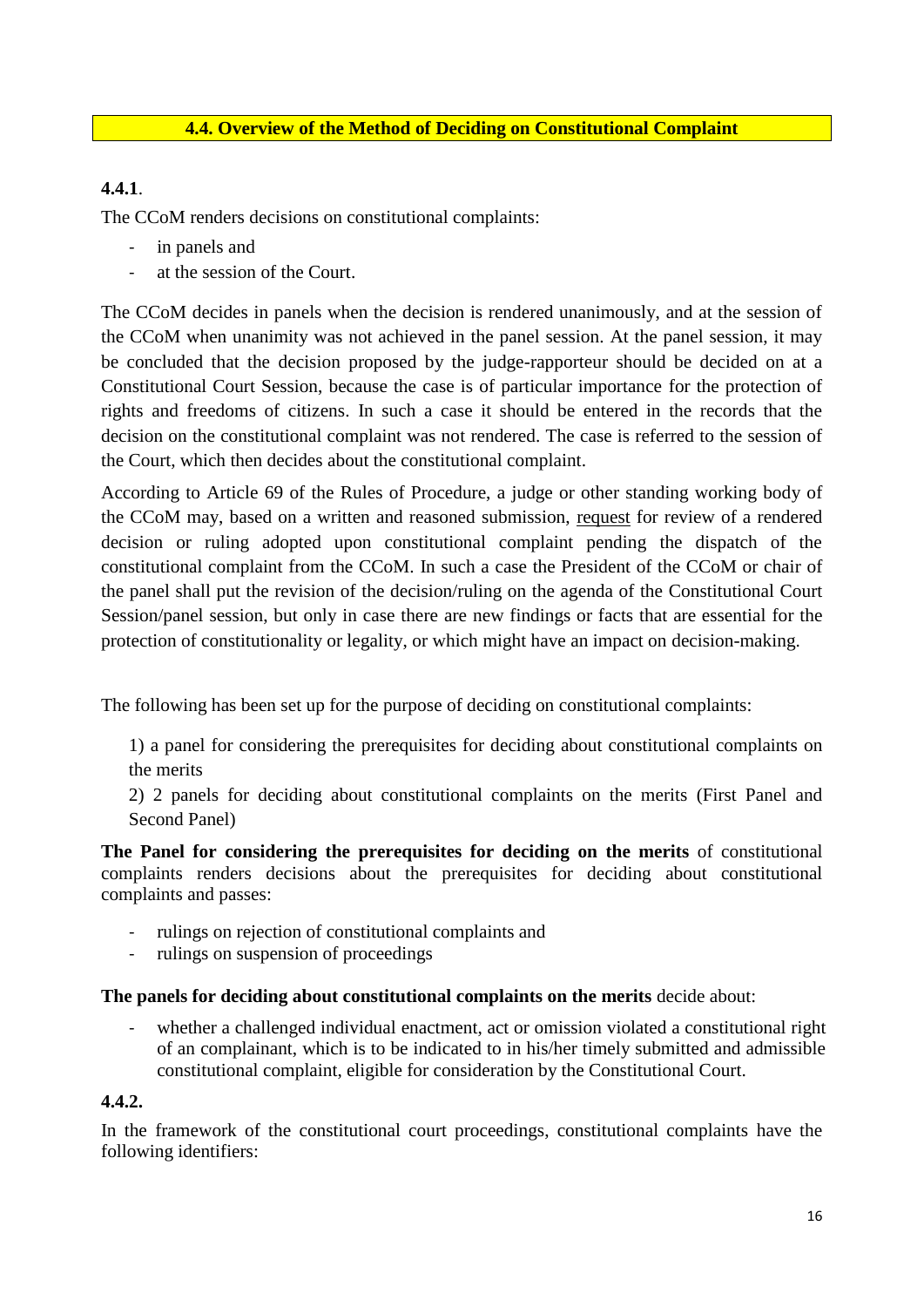## 4.4. Overview of the Method of Deciding on Constitutional Complaint

**4.4.1**.

The CCoM renders decisions on constitutional complaints:

- in panels and
- at the session of the Court.

The CCoM decides in panels when the decision is rendered unanimously, and at the session of the CCoM when unanimity was not achieved in the panel session. At the panel session, it may be concluded that the decision proposed by the judge-rapporteur should be decided on at a Constitutional Court Session, because the case is of particular importance for the protection of rights and freedoms of citizens. In such a case it should be entered in the records that the decision on the constitutional complaint was not rendered. The case is referred to the session of the Court, which then decides about the constitutional complaint.

According to Article 69 of the Rules of Procedure, a judge or other standing working body of the CCoM may, based on a written and reasoned submission, request for review of a rendered decision or ruling adopted upon constitutional complaint pending the dispatch of the constitutional complaint from the CCoM. In such a case the President of the CCoM or chair of the panel shall put the revision of the decision/ruling on the agenda of the Constitutional Court Session/panel session, but only in case there are new findings or facts that are essential for the protection of constitutionality or legality, or which might have an impact on decision-making.

The following has been set up for the purpose of deciding on constitutional complaints:

1) a panel for considering the prerequisites for deciding about constitutional complaints on the merits
2) 2 panels for deciding about constitutional complaints on the merits (First Panel and Second Panel)

**The Panel for considering the prerequisites for deciding on the merits** of constitutional complaints renders decisions about the prerequisites for deciding about constitutional complaints and passes:

- rulings on rejection of constitutional complaints and
- rulings on suspension of proceedings

**The panels for deciding about constitutional complaints on the merits** decide about:

- whether a challenged individual enactment, act or omission violated a constitutional right of an complainant, which is to be indicated to in his/her timely submitted and admissible constitutional complaint, eligible for consideration by the Constitutional Court.

**4.4.2.**

In the framework of the constitutional court proceedings, constitutional complaints have the following identifiers: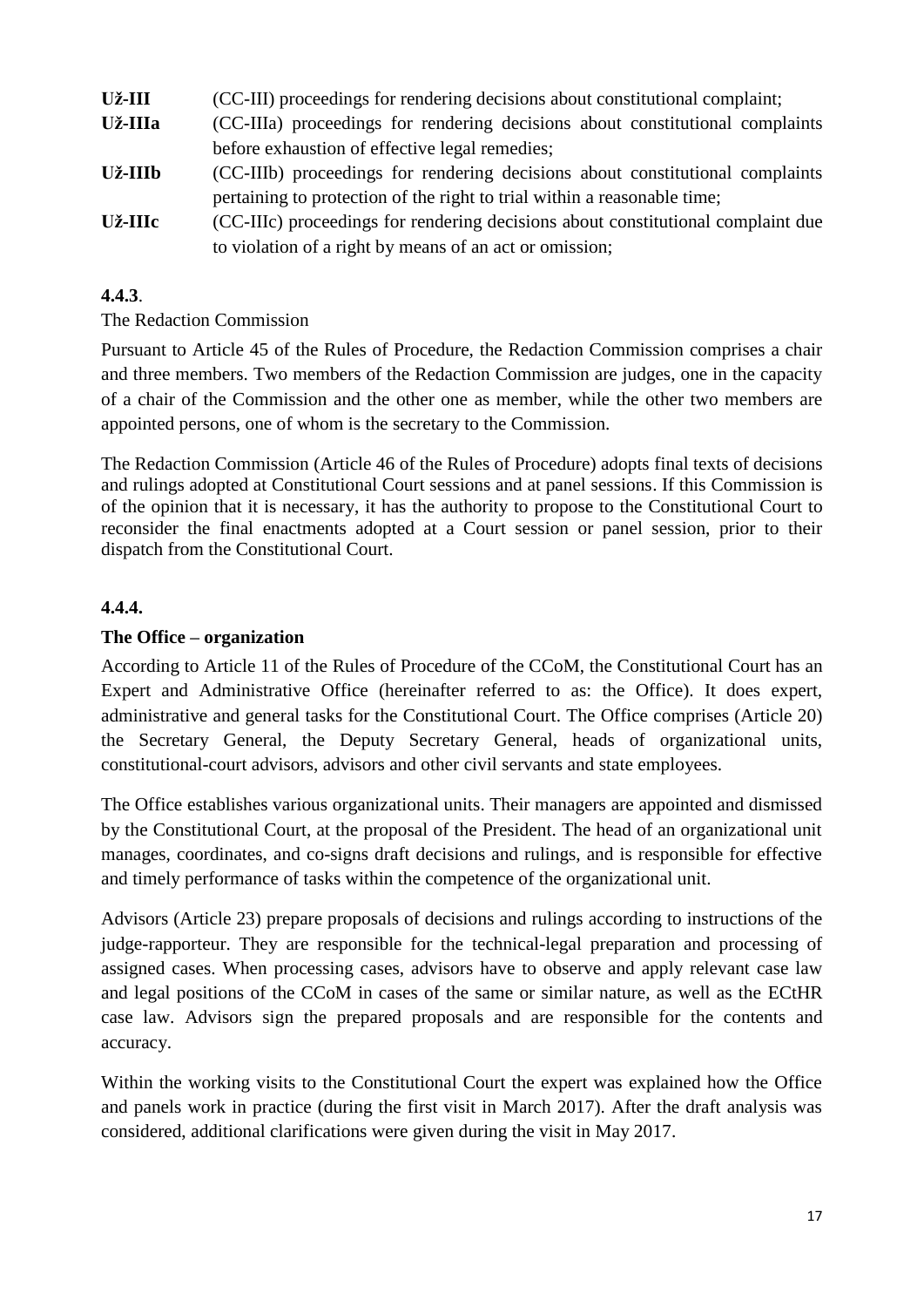**Už-III** (CC-III) proceedings for rendering decisions about constitutional complaint;

**Už-IIIa** (CC-IIIa) proceedings for rendering decisions about constitutional complaints before exhaustion of effective legal remedies;

**Už-IIIb** (CC-IIIb) proceedings for rendering decisions about constitutional complaints pertaining to protection of the right to trial within a reasonable time;

**Už-IIIc** (CC-IIIc) proceedings for rendering decisions about constitutional complaint due to violation of a right by means of an act or omission;

**4.4.3**.

The Redaction Commission

Pursuant to Article 45 of the Rules of Procedure, the Redaction Commission comprises a chair and three members. Two members of the Redaction Commission are judges, one in the capacity of a chair of the Commission and the other one as member, while the other two members are appointed persons, one of whom is the secretary to the Commission.

The Redaction Commission (Article 46 of the Rules of Procedure) adopts final texts of decisions and rulings adopted at Constitutional Court sessions and at panel sessions. If this Commission is of the opinion that it is necessary, it has the authority to propose to the Constitutional Court to reconsider the final enactments adopted at a Court session or panel session, prior to their dispatch from the Constitutional Court.

**4.4.4.**

**The Office – organization**

According to Article 11 of the Rules of Procedure of the CCoM, the Constitutional Court has an Expert and Administrative Office (hereinafter referred to as: the Office). It does expert, administrative and general tasks for the Constitutional Court. The Office comprises (Article 20) the Secretary General, the Deputy Secretary General, heads of organizational units, constitutional-court advisors, advisors and other civil servants and state employees.

The Office establishes various organizational units. Their managers are appointed and dismissed by the Constitutional Court, at the proposal of the President. The head of an organizational unit manages, coordinates, and co-signs draft decisions and rulings, and is responsible for effective and timely performance of tasks within the competence of the organizational unit.

Advisors (Article 23) prepare proposals of decisions and rulings according to instructions of the judge-rapporteur. They are responsible for the technical-legal preparation and processing of assigned cases. When processing cases, advisors have to observe and apply relevant case law and legal positions of the CCoM in cases of the same or similar nature, as well as the ECtHR case law. Advisors sign the prepared proposals and are responsible for the contents and accuracy.

Within the working visits to the Constitutional Court the expert was explained how the Office and panels work in practice (during the first visit in March 2017). After the draft analysis was considered, additional clarifications were given during the visit in May 2017.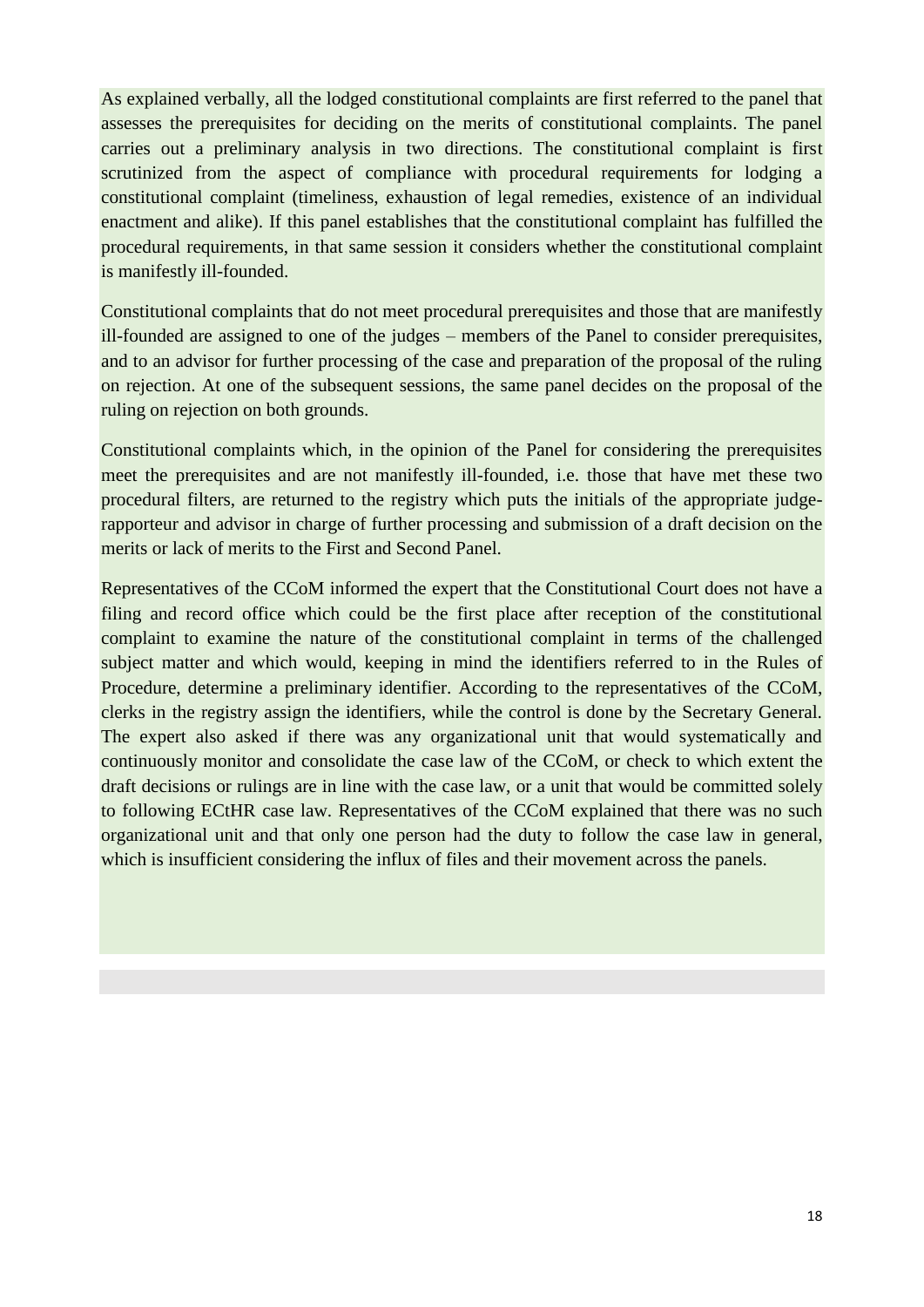As explained verbally, all the lodged constitutional complaints are first referred to the panel that assesses the prerequisites for deciding on the merits of constitutional complaints. The panel carries out a preliminary analysis in two directions. The constitutional complaint is first scrutinized from the aspect of compliance with procedural requirements for lodging a constitutional complaint (timeliness, exhaustion of legal remedies, existence of an individual enactment and alike). If this panel establishes that the constitutional complaint has fulfilled the procedural requirements, in that same session it considers whether the constitutional complaint is manifestly ill-founded.

Constitutional complaints that do not meet procedural prerequisites and those that are manifestly ill-founded are assigned to one of the judges – members of the Panel to consider prerequisites, and to an advisor for further processing of the case and preparation of the proposal of the ruling on rejection. At one of the subsequent sessions, the same panel decides on the proposal of the ruling on rejection on both grounds.

Constitutional complaints which, in the opinion of the Panel for considering the prerequisites meet the prerequisites and are not manifestly ill-founded, i.e. those that have met these two procedural filters, are returned to the registry which puts the initials of the appropriate judge-rapporteur and advisor in charge of further processing and submission of a draft decision on the merits or lack of merits to the First and Second Panel.

Representatives of the CCoM informed the expert that the Constitutional Court does not have a filing and record office which could be the first place after reception of the constitutional complaint to examine the nature of the constitutional complaint in terms of the challenged subject matter and which would, keeping in mind the identifiers referred to in the Rules of Procedure, determine a preliminary identifier. According to the representatives of the CCoM, clerks in the registry assign the identifiers, while the control is done by the Secretary General. The expert also asked if there was any organizational unit that would systematically and continuously monitor and consolidate the case law of the CCoM, or check to which extent the draft decisions or rulings are in line with the case law, or a unit that would be committed solely to following ECtHR case law. Representatives of the CCoM explained that there was no such organizational unit and that only one person had the duty to follow the case law in general, which is insufficient considering the influx of files and their movement across the panels.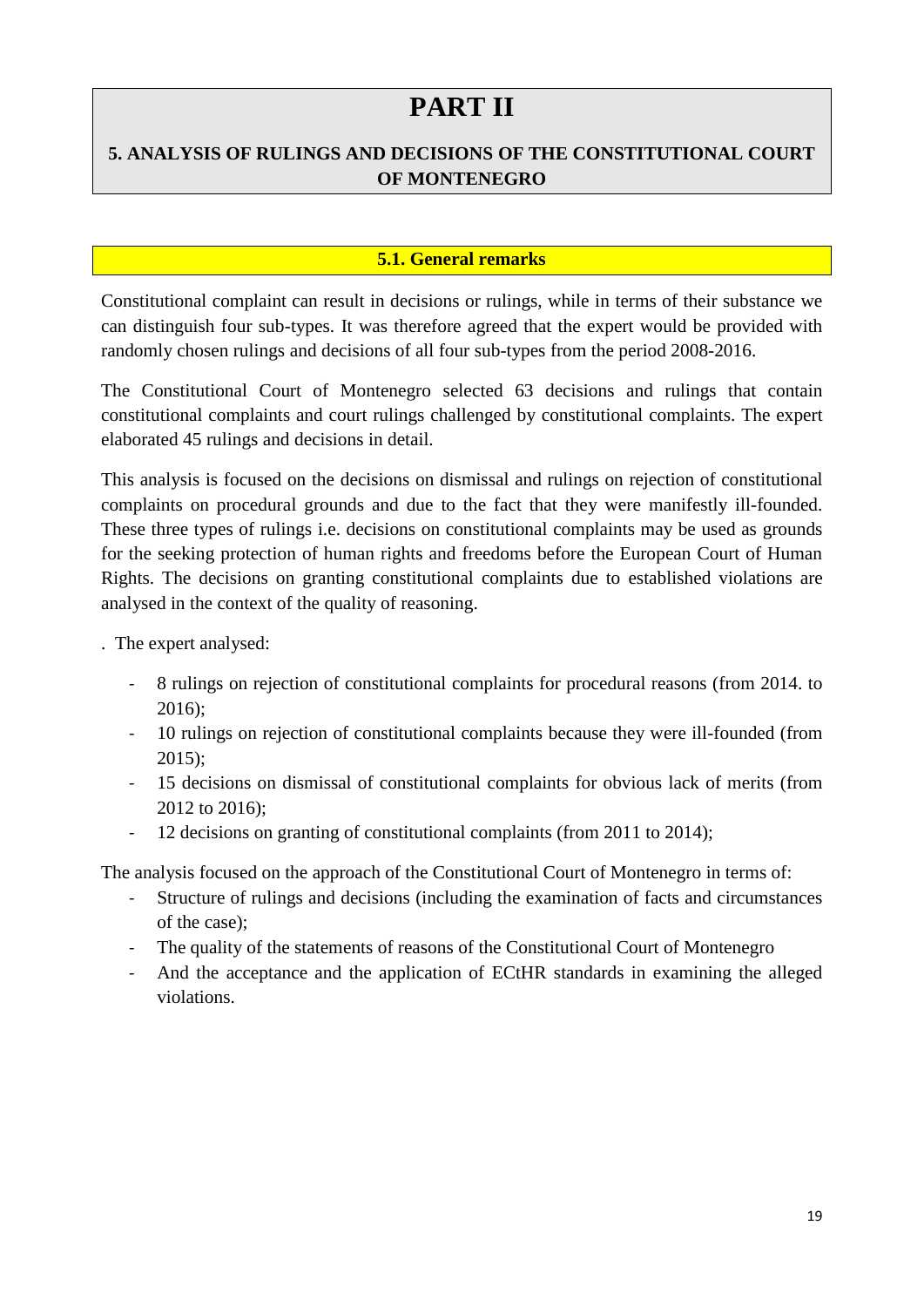# PART II

## 5. ANALYSIS OF RULINGS AND DECISIONS OF THE CONSTITUTIONAL COURT OF MONTENEGRO

### 5.1. General remarks

Constitutional complaint can result in decisions or rulings, while in terms of their substance we can distinguish four sub-types. It was therefore agreed that the expert would be provided with randomly chosen rulings and decisions of all four sub-types from the period 2008-2016.

The Constitutional Court of Montenegro selected 63 decisions and rulings that contain constitutional complaints and court rulings challenged by constitutional complaints. The expert elaborated 45 rulings and decisions in detail.

This analysis is focused on the decisions on dismissal and rulings on rejection of constitutional complaints on procedural grounds and due to the fact that they were manifestly ill-founded. These three types of rulings i.e. decisions on constitutional complaints may be used as grounds for the seeking protection of human rights and freedoms before the European Court of Human Rights. The decisions on granting constitutional complaints due to established violations are analysed in the context of the quality of reasoning.

. The expert analysed:

- 8 rulings on rejection of constitutional complaints for procedural reasons (from 2014. to 2016);
- 10 rulings on rejection of constitutional complaints because they were ill-founded (from 2015);
- 15 decisions on dismissal of constitutional complaints for obvious lack of merits (from 2012 to 2016);
- 12 decisions on granting of constitutional complaints (from 2011 to 2014);

The analysis focused on the approach of the Constitutional Court of Montenegro in terms of:

- Structure of rulings and decisions (including the examination of facts and circumstances of the case);
- The quality of the statements of reasons of the Constitutional Court of Montenegro
- And the acceptance and the application of ECtHR standards in examining the alleged violations.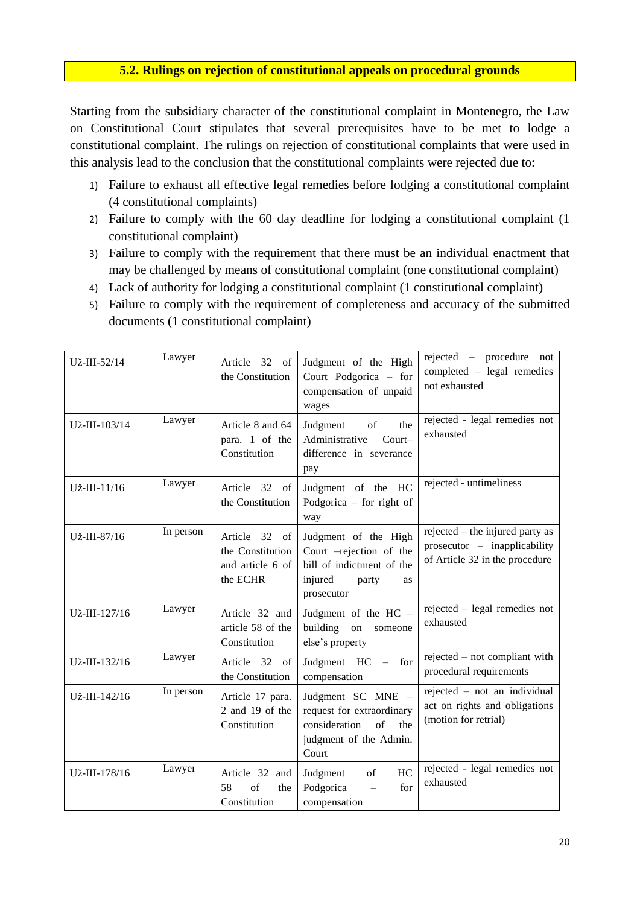## 5.2. Rulings on rejection of constitutional appeals on procedural grounds

Starting from the subsidiary character of the constitutional complaint in Montenegro, the Law on Constitutional Court stipulates that several prerequisites have to be met to lodge a constitutional complaint. The rulings on rejection of constitutional complaints that were used in this analysis lead to the conclusion that the constitutional complaints were rejected due to:

1) Failure to exhaust all effective legal remedies before lodging a constitutional complaint (4 constitutional complaints)
2) Failure to comply with the 60 day deadline for lodging a constitutional complaint (1 constitutional complaint)
3) Failure to comply with the requirement that there must be an individual enactment that may be challenged by means of constitutional complaint (one constitutional complaint)
4) Lack of authority for lodging a constitutional complaint (1 constitutional complaint)
5) Failure to comply with the requirement of completeness and accuracy of the submitted documents (1 constitutional complaint)

| | | | | |
|---|---|---|---|---|
| Už-III-52/14 | Lawyer | Article 32 of the Constitution | Judgment of the High Court Podgorica – for compensation of unpaid wages | rejected – procedure not completed – legal remedies not exhausted |
| Už-III-103/14 | Lawyer | Article 8 and 64 para. 1 of the Constitution | Judgment of the Administrative Court– difference in severance pay | rejected - legal remedies not exhausted |
| Už-III-11/16 | Lawyer | Article 32 of the Constitution | Judgment of the HC Podgorica – for right of way | rejected - untimeliness |
| Už-III-87/16 | In person | Article 32 of the Constitution and article 6 of the ECHR | Judgment of the High Court –rejection of the bill of indictment of the injured party as prosecutor | rejected – the injured party as prosecutor – inapplicability of Article 32 in the procedure |
| Už-III-127/16 | Lawyer | Article 32 and article 58 of the Constitution | Judgment of the HC – building on someone else's property | rejected – legal remedies not exhausted |
| Už-III-132/16 | Lawyer | Article 32 of the Constitution | Judgment HC – for compensation | rejected – not compliant with procedural requirements |
| Už-III-142/16 | In person | Article 17 para. 2 and 19 of the Constitution | Judgment SC MNE – request for extraordinary consideration of the judgment of the Admin. Court | rejected – not an individual act on rights and obligations (motion for retrial) |
| Už-III-178/16 | Lawyer | Article 32 and 58 of the Constitution | Judgment of HC Podgorica – for compensation | rejected - legal remedies not exhausted |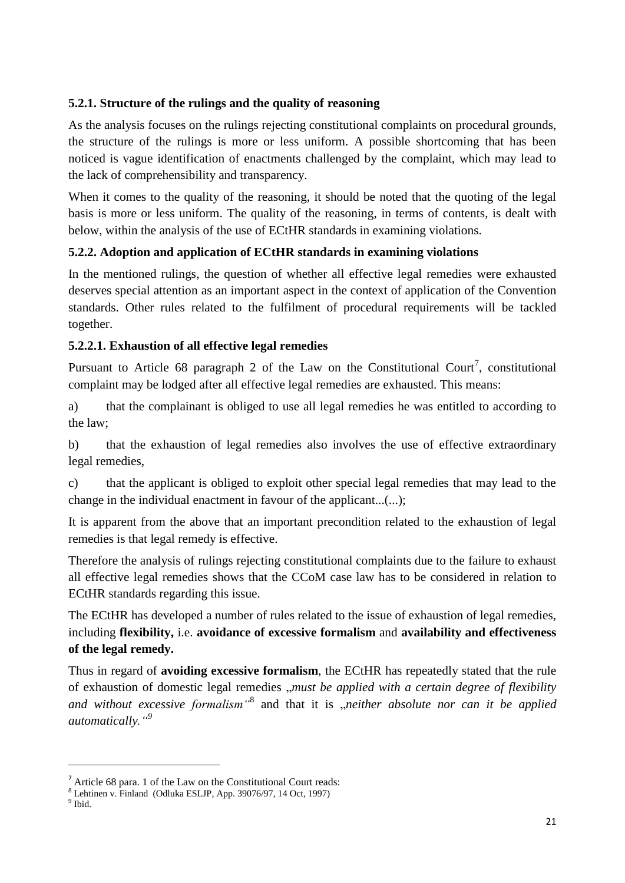### 5.2.1. Structure of the rulings and the quality of reasoning

As the analysis focuses on the rulings rejecting constitutional complaints on procedural grounds, the structure of the rulings is more or less uniform. A possible shortcoming that has been noticed is vague identification of enactments challenged by the complaint, which may lead to the lack of comprehensibility and transparency.

When it comes to the quality of the reasoning, it should be noted that the quoting of the legal basis is more or less uniform. The quality of the reasoning, in terms of contents, is dealt with below, within the analysis of the use of ECtHR standards in examining violations.

### 5.2.2. Adoption and application of ECtHR standards in examining violations

In the mentioned rulings, the question of whether all effective legal remedies were exhausted deserves special attention as an important aspect in the context of application of the Convention standards. Other rules related to the fulfilment of procedural requirements will be tackled together.

#### 5.2.2.1. Exhaustion of all effective legal remedies

Pursuant to Article 68 paragraph 2 of the Law on the Constitutional Court[7], constitutional complaint may be lodged after all effective legal remedies are exhausted. This means:

a) that the complainant is obliged to use all legal remedies he was entitled to according to the law;

b) that the exhaustion of legal remedies also involves the use of effective extraordinary legal remedies,

c) that the applicant is obliged to exploit other special legal remedies that may lead to the change in the individual enactment in favour of the applicant...(...);

It is apparent from the above that an important precondition related to the exhaustion of legal remedies is that legal remedy is effective.

Therefore the analysis of rulings rejecting constitutional complaints due to the failure to exhaust all effective legal remedies shows that the CCoM case law has to be considered in relation to ECtHR standards regarding this issue.

The ECtHR has developed a number of rules related to the issue of exhaustion of legal remedies, including **flexibility,** i.e. **avoidance of excessive formalism** and **availability and effectiveness of the legal remedy.**

Thus in regard of **avoiding excessive formalism**, the ECtHR has repeatedly stated that the rule of exhaustion of domestic legal remedies „*must be applied with a certain degree of flexibility and without excessive formalism*"[8] and that it is „*neither absolute nor can it be applied automatically.*"[9]

---

[7] Article 68 para. 1 of the Law on the Constitutional Court reads:

[8] Lehtinen v. Finland (Odluka ESLJP, App. 39076/97, 14 Oct, 1997)

[9] Ibid.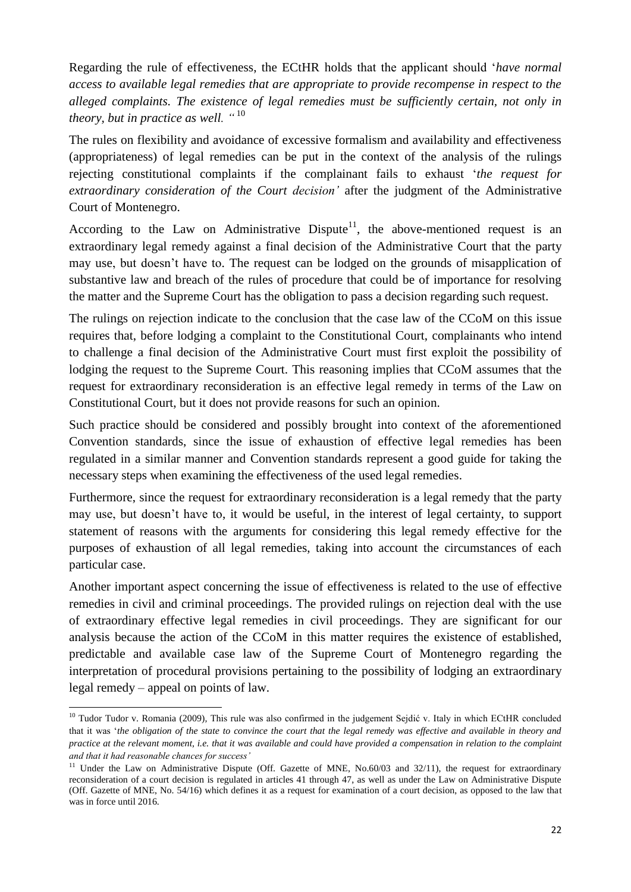Regarding the rule of effectiveness, the ECtHR holds that the applicant should '*have normal access to available legal remedies that are appropriate to provide recompense in respect to the alleged complaints. The existence of legal remedies must be sufficiently certain, not only in theory, but in practice as well.* "[10]

The rules on flexibility and avoidance of excessive formalism and availability and effectiveness (appropriateness) of legal remedies can be put in the context of the analysis of the rulings rejecting constitutional complaints if the complainant fails to exhaust '*the request for extraordinary consideration of the Court decision'* after the judgment of the Administrative Court of Montenegro.

According to the Law on Administrative Dispute[11], the above-mentioned request is an extraordinary legal remedy against a final decision of the Administrative Court that the party may use, but doesn't have to. The request can be lodged on the grounds of misapplication of substantive law and breach of the rules of procedure that could be of importance for resolving the matter and the Supreme Court has the obligation to pass a decision regarding such request.

The rulings on rejection indicate to the conclusion that the case law of the CCoM on this issue requires that, before lodging a complaint to the Constitutional Court, complainants who intend to challenge a final decision of the Administrative Court must first exploit the possibility of lodging the request to the Supreme Court. This reasoning implies that CCoM assumes that the request for extraordinary reconsideration is an effective legal remedy in terms of the Law on Constitutional Court, but it does not provide reasons for such an opinion.

Such practice should be considered and possibly brought into context of the aforementioned Convention standards, since the issue of exhaustion of effective legal remedies has been regulated in a similar manner and Convention standards represent a good guide for taking the necessary steps when examining the effectiveness of the used legal remedies.

Furthermore, since the request for extraordinary reconsideration is a legal remedy that the party may use, but doesn't have to, it would be useful, in the interest of legal certainty, to support statement of reasons with the arguments for considering this legal remedy effective for the purposes of exhaustion of all legal remedies, taking into account the circumstances of each particular case.

Another important aspect concerning the issue of effectiveness is related to the use of effective remedies in civil and criminal proceedings. The provided rulings on rejection deal with the use of extraordinary effective legal remedies in civil proceedings. They are significant for our analysis because the action of the CCoM in this matter requires the existence of established, predictable and available case law of the Supreme Court of Montenegro regarding the interpretation of procedural provisions pertaining to the possibility of lodging an extraordinary legal remedy – appeal on points of law.

---

[10] Tudor Tudor v. Romania (2009), This rule was also confirmed in the judgement Sejdić v. Italy in which ECtHR concluded that it was '*the obligation of the state to convince the court that the legal remedy was effective and available in theory and practice at the relevant moment, i.e. that it was available and could have provided a compensation in relation to the complaint and that it had reasonable chances for success'*

[11] Under the Law on Administrative Dispute (Off. Gazette of MNE, No.60/03 and 32/11), the request for extraordinary reconsideration of a court decision is regulated in articles 41 through 47, as well as under the Law on Administrative Dispute (Off. Gazette of MNE, No. 54/16) which defines it as a request for examination of a court decision, as opposed to the law that was in force until 2016.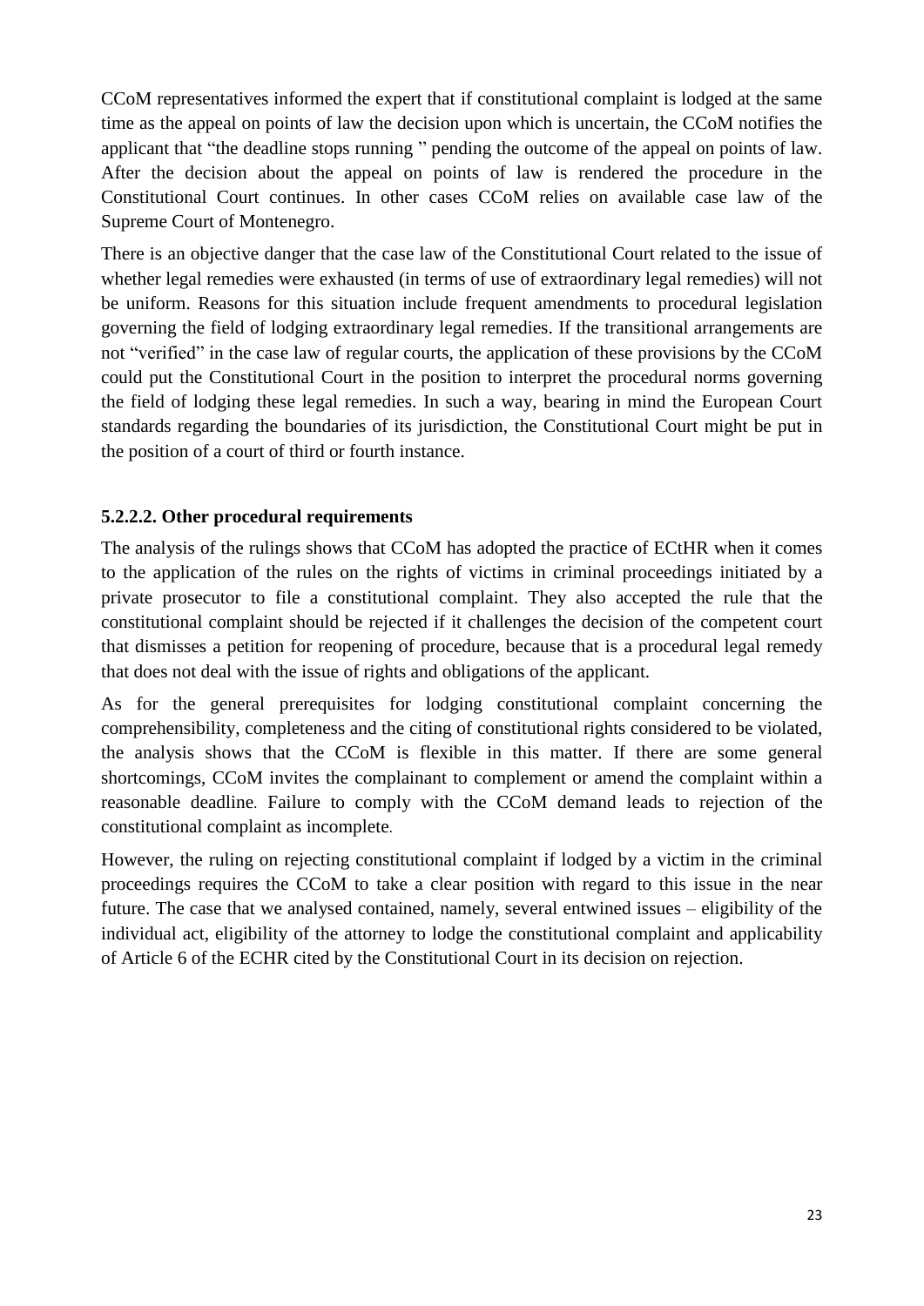CCoM representatives informed the expert that if constitutional complaint is lodged at the same time as the appeal on points of law the decision upon which is uncertain, the CCoM notifies the applicant that "the deadline stops running " pending the outcome of the appeal on points of law. After the decision about the appeal on points of law is rendered the procedure in the Constitutional Court continues. In other cases CCoM relies on available case law of the Supreme Court of Montenegro.

There is an objective danger that the case law of the Constitutional Court related to the issue of whether legal remedies were exhausted (in terms of use of extraordinary legal remedies) will not be uniform. Reasons for this situation include frequent amendments to procedural legislation governing the field of lodging extraordinary legal remedies. If the transitional arrangements are not "verified" in the case law of regular courts, the application of these provisions by the CCoM could put the Constitutional Court in the position to interpret the procedural norms governing the field of lodging these legal remedies. In such a way, bearing in mind the European Court standards regarding the boundaries of its jurisdiction, the Constitutional Court might be put in the position of a court of third or fourth instance.

#### 5.2.2.2. Other procedural requirements

The analysis of the rulings shows that CCoM has adopted the practice of ECtHR when it comes to the application of the rules on the rights of victims in criminal proceedings initiated by a private prosecutor to file a constitutional complaint. They also accepted the rule that the constitutional complaint should be rejected if it challenges the decision of the competent court that dismisses a petition for reopening of procedure, because that is a procedural legal remedy that does not deal with the issue of rights and obligations of the applicant.

As for the general prerequisites for lodging constitutional complaint concerning the comprehensibility, completeness and the citing of constitutional rights considered to be violated, the analysis shows that the CCoM is flexible in this matter. If there are some general shortcomings, CCoM invites the complainant to complement or amend the complaint within a reasonable deadline. Failure to comply with the CCoM demand leads to rejection of the constitutional complaint as incomplete.

However, the ruling on rejecting constitutional complaint if lodged by a victim in the criminal proceedings requires the CCoM to take a clear position with regard to this issue in the near future. The case that we analysed contained, namely, several entwined issues – eligibility of the individual act, eligibility of the attorney to lodge the constitutional complaint and applicability of Article 6 of the ECHR cited by the Constitutional Court in its decision on rejection.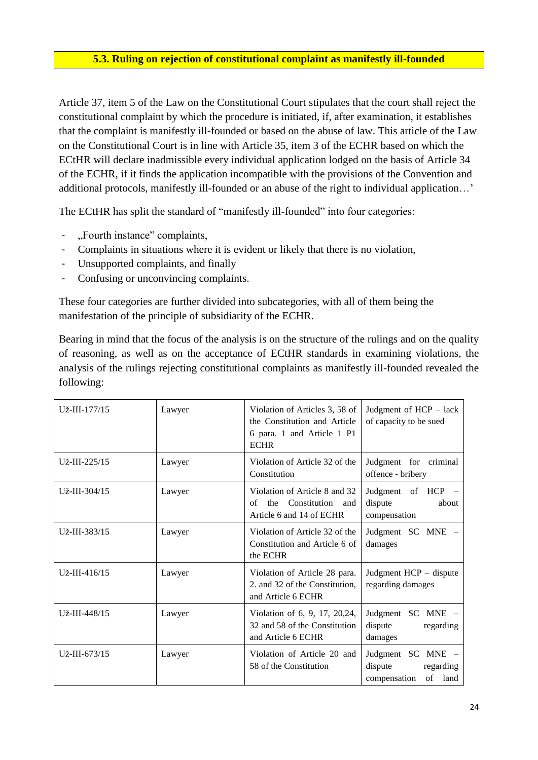## 5.3. Ruling on rejection of constitutional complaint as manifestly ill-founded

Article 37, item 5 of the Law on the Constitutional Court stipulates that the court shall reject the constitutional complaint by which the procedure is initiated, if, after examination, it establishes that the complaint is manifestly ill-founded or based on the abuse of law. This article of the Law on the Constitutional Court is in line with Article 35, item 3 of the ECHR based on which the ECtHR will declare inadmissible every individual application lodged on the basis of Article 34 of the ECHR, if it finds the application incompatible with the provisions of the Convention and additional protocols, manifestly ill-founded or an abuse of the right to individual application…'

The ECtHR has split the standard of "manifestly ill-founded" into four categories:

- „Fourth instance" complaints,
- Complaints in situations where it is evident or likely that there is no violation,
- Unsupported complaints, and finally
- Confusing or unconvincing complaints.

These four categories are further divided into subcategories, with all of them being the manifestation of the principle of subsidiarity of the ECHR.

Bearing in mind that the focus of the analysis is on the structure of the rulings and on the quality of reasoning, as well as on the acceptance of ECtHR standards in examining violations, the analysis of the rulings rejecting constitutional complaints as manifestly ill-founded revealed the following:

| | | | |
|---|---|---|---|
| Už-III-177/15 | Lawyer | Violation of Articles 3, 58 of the Constitution and Article 6 para. 1 and Article 1 P1 ECHR | Judgment of HCP – lack of capacity to be sued |
| Už-III-225/15 | Lawyer | Violation of Article 32 of the Constitution | Judgment for criminal offence - bribery |
| Už-III-304/15 | Lawyer | Violation of Article 8 and 32 of the Constitution and Article 6 and 14 of ECHR | Judgment of HCP – dispute about compensation |
| Už-III-383/15 | Lawyer | Violation of Article 32 of the Constitution and Article 6 of the ECHR | Judgment SC MNE – damages |
| Už-III-416/15 | Lawyer | Violation of Article 28 para. 2. and 32 of the Constitution, and Article 6 ECHR | Judgment HCP – dispute regarding damages |
| Už-III-448/15 | Lawyer | Violation of 6, 9, 17, 20,24, 32 and 58 of the Constitution and Article 6 ECHR | Judgment SC MNE – dispute regarding damages |
| Už-III-673/15 | Lawyer | Violation of Article 20 and 58 of the Constitution | Judgment SC MNE – dispute regarding compensation of land |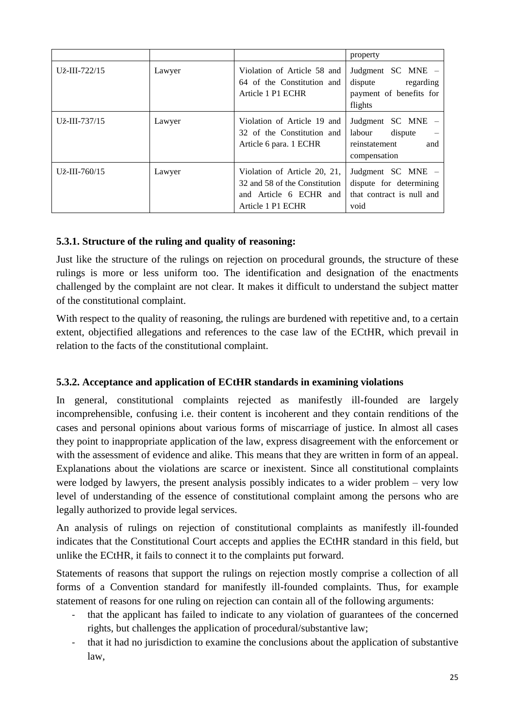|  |  |  | property |
| --- | --- | --- | --- |
| Už-III-722/15 | Lawyer | Violation of Article 58 and 64 of the Constitution and Article 1 P1 ECHR | Judgment SC MNE – dispute regarding payment of benefits for flights |
| Už-III-737/15 | Lawyer | Violation of Article 19 and 32 of the Constitution and Article 6 para. 1 ECHR | Judgment SC MNE – labour dispute – reinstatement and compensation |
| Už-III-760/15 | Lawyer | Violation of Article 20, 21, 32 and 58 of the Constitution and Article 6 ECHR and Article 1 P1 ECHR | Judgment SC MNE – dispute for determining that contract is null and void |

### 5.3.1. Structure of the ruling and quality of reasoning:

Just like the structure of the rulings on rejection on procedural grounds, the structure of these rulings is more or less uniform too. The identification and designation of the enactments challenged by the complaint are not clear. It makes it difficult to understand the subject matter of the constitutional complaint.

With respect to the quality of reasoning, the rulings are burdened with repetitive and, to a certain extent, objectified allegations and references to the case law of the ECtHR, which prevail in relation to the facts of the constitutional complaint.

### 5.3.2. Acceptance and application of ECtHR standards in examining violations

In general, constitutional complaints rejected as manifestly ill-founded are largely incomprehensible, confusing i.e. their content is incoherent and they contain renditions of the cases and personal opinions about various forms of miscarriage of justice. In almost all cases they point to inappropriate application of the law, express disagreement with the enforcement or with the assessment of evidence and alike. This means that they are written in form of an appeal. Explanations about the violations are scarce or inexistent. Since all constitutional complaints were lodged by lawyers, the present analysis possibly indicates to a wider problem – very low level of understanding of the essence of constitutional complaint among the persons who are legally authorized to provide legal services.

An analysis of rulings on rejection of constitutional complaints as manifestly ill-founded indicates that the Constitutional Court accepts and applies the ECtHR standard in this field, but unlike the ECtHR, it fails to connect it to the complaints put forward.

Statements of reasons that support the rulings on rejection mostly comprise a collection of all forms of a Convention standard for manifestly ill-founded complaints. Thus, for example statement of reasons for one ruling on rejection can contain all of the following arguments:

- that the applicant has failed to indicate to any violation of guarantees of the concerned rights, but challenges the application of procedural/substantive law;
- that it had no jurisdiction to examine the conclusions about the application of substantive law,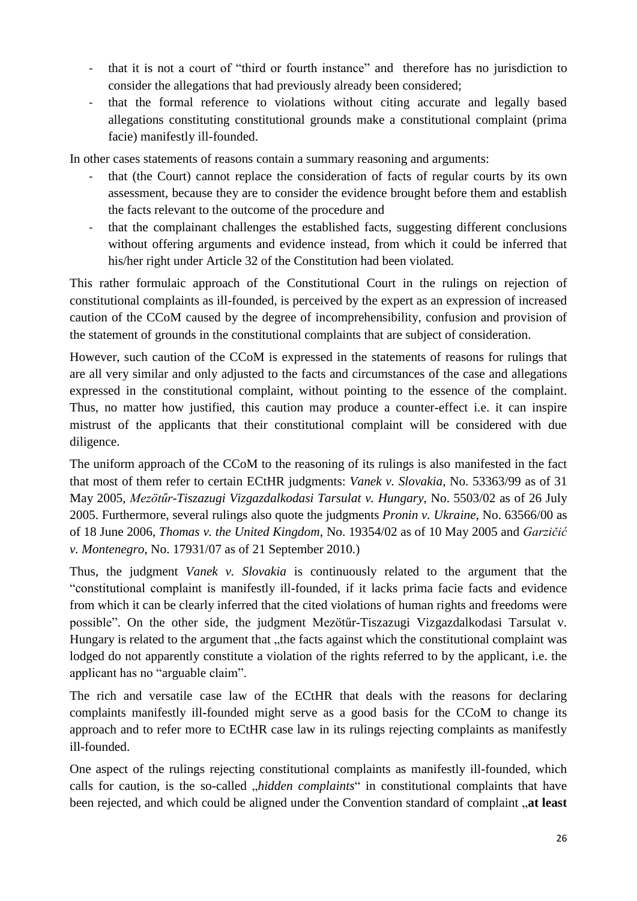- that it is not a court of "third or fourth instance" and therefore has no jurisdiction to consider the allegations that had previously already been considered;
- that the formal reference to violations without citing accurate and legally based allegations constituting constitutional grounds make a constitutional complaint (prima facie) manifestly ill-founded.

In other cases statements of reasons contain a summary reasoning and arguments:

- that (the Court) cannot replace the consideration of facts of regular courts by its own assessment, because they are to consider the evidence brought before them and establish the facts relevant to the outcome of the procedure and
- that the complainant challenges the established facts, suggesting different conclusions without offering arguments and evidence instead, from which it could be inferred that his/her right under Article 32 of the Constitution had been violated.

This rather formulaic approach of the Constitutional Court in the rulings on rejection of constitutional complaints as ill-founded, is perceived by the expert as an expression of increased caution of the CCoM caused by the degree of incomprehensibility, confusion and provision of the statement of grounds in the constitutional complaints that are subject of consideration.

However, such caution of the CCoM is expressed in the statements of reasons for rulings that are all very similar and only adjusted to the facts and circumstances of the case and allegations expressed in the constitutional complaint, without pointing to the essence of the complaint. Thus, no matter how justified, this caution may produce a counter-effect i.e. it can inspire mistrust of the applicants that their constitutional complaint will be considered with due diligence.

The uniform approach of the CCoM to the reasoning of its rulings is also manifested in the fact that most of them refer to certain ECtHR judgments: *Vanek v. Slovakia*, No. 53363/99 as of 31 May 2005, *Mezötűr-Tiszazugi Vizgazdalkodasi Tarsulat v. Hungary*, No. 5503/02 as of 26 July 2005. Furthermore, several rulings also quote the judgments *Pronin v. Ukraine*, No. 63566/00 as of 18 June 2006, *Thomas v. the United Kingdom*, No. 19354/02 as of 10 May 2005 and *Garzičić v. Montenegro*, No. 17931/07 as of 21 September 2010.)

Thus, the judgment *Vanek v. Slovakia* is continuously related to the argument that the "constitutional complaint is manifestly ill-founded, if it lacks prima facie facts and evidence from which it can be clearly inferred that the cited violations of human rights and freedoms were possible". On the other side, the judgment Mezötűr-Tiszazugi Vizgazdalkodasi Tarsulat v. Hungary is related to the argument that „the facts against which the constitutional complaint was lodged do not apparently constitute a violation of the rights referred to by the applicant, i.e. the applicant has no "arguable claim".

The rich and versatile case law of the ECtHR that deals with the reasons for declaring complaints manifestly ill-founded might serve as a good basis for the CCoM to change its approach and to refer more to ECtHR case law in its rulings rejecting complaints as manifestly ill-founded.

One aspect of the rulings rejecting constitutional complaints as manifestly ill-founded, which calls for caution, is the so-called „*hidden complaints*" in constitutional complaints that have been rejected, and which could be aligned under the Convention standard of complaint „**at least**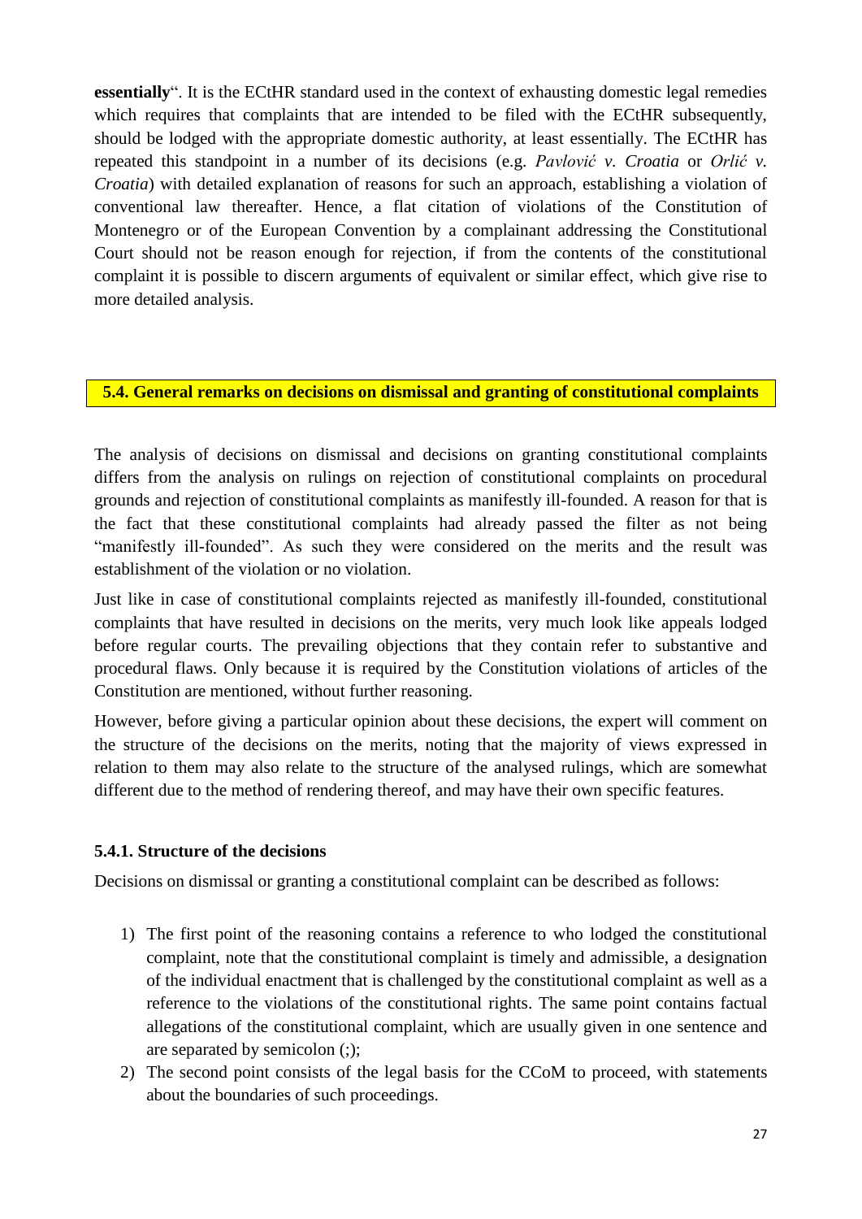**essentially**". It is the ECtHR standard used in the context of exhausting domestic legal remedies which requires that complaints that are intended to be filed with the ECtHR subsequently, should be lodged with the appropriate domestic authority, at least essentially. The ECtHR has repeated this standpoint in a number of its decisions (e.g. *Pavlović v. Croatia* or *Orlić v. Croatia*) with detailed explanation of reasons for such an approach, establishing a violation of conventional law thereafter. Hence, a flat citation of violations of the Constitution of Montenegro or of the European Convention by a complainant addressing the Constitutional Court should not be reason enough for rejection, if from the contents of the constitutional complaint it is possible to discern arguments of equivalent or similar effect, which give rise to more detailed analysis.

## 5.4. General remarks on decisions on dismissal and granting of constitutional complaints

The analysis of decisions on dismissal and decisions on granting constitutional complaints differs from the analysis on rulings on rejection of constitutional complaints on procedural grounds and rejection of constitutional complaints as manifestly ill-founded. A reason for that is the fact that these constitutional complaints had already passed the filter as not being "manifestly ill-founded". As such they were considered on the merits and the result was establishment of the violation or no violation.

Just like in case of constitutional complaints rejected as manifestly ill-founded, constitutional complaints that have resulted in decisions on the merits, very much look like appeals lodged before regular courts. The prevailing objections that they contain refer to substantive and procedural flaws. Only because it is required by the Constitution violations of articles of the Constitution are mentioned, without further reasoning.

However, before giving a particular opinion about these decisions, the expert will comment on the structure of the decisions on the merits, noting that the majority of views expressed in relation to them may also relate to the structure of the analysed rulings, which are somewhat different due to the method of rendering thereof, and may have their own specific features.

### 5.4.1. Structure of the decisions

Decisions on dismissal or granting a constitutional complaint can be described as follows:

1) The first point of the reasoning contains a reference to who lodged the constitutional complaint, note that the constitutional complaint is timely and admissible, a designation of the individual enactment that is challenged by the constitutional complaint as well as a reference to the violations of the constitutional rights. The same point contains factual allegations of the constitutional complaint, which are usually given in one sentence and are separated by semicolon (;);
2) The second point consists of the legal basis for the CCoM to proceed, with statements about the boundaries of such proceedings.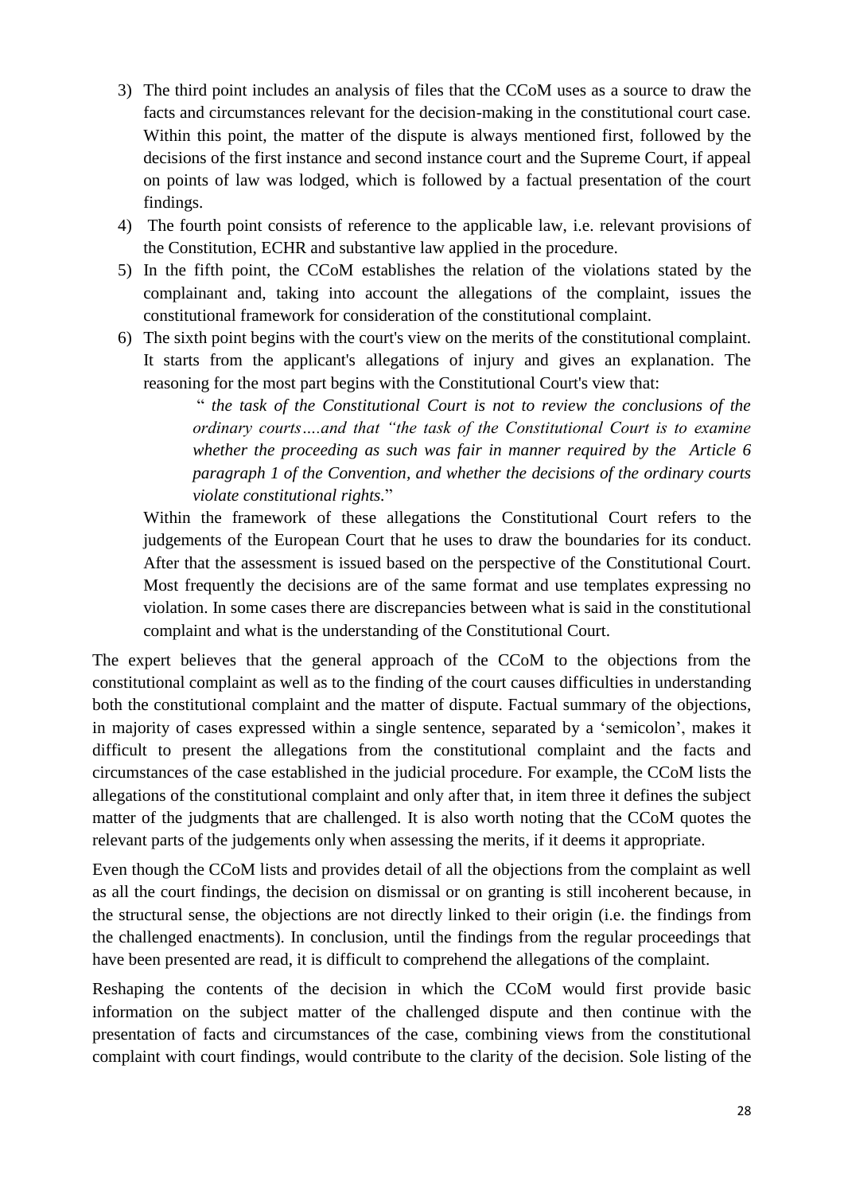3) The third point includes an analysis of files that the CCoM uses as a source to draw the facts and circumstances relevant for the decision-making in the constitutional court case. Within this point, the matter of the dispute is always mentioned first, followed by the decisions of the first instance and second instance court and the Supreme Court, if appeal on points of law was lodged, which is followed by a factual presentation of the court findings.
4) The fourth point consists of reference to the applicable law, i.e. relevant provisions of the Constitution, ECHR and substantive law applied in the procedure.
5) In the fifth point, the CCoM establishes the relation of the violations stated by the complainant and, taking into account the allegations of the complaint, issues the constitutional framework for consideration of the constitutional complaint.
6) The sixth point begins with the court's view on the merits of the constitutional complaint. It starts from the applicant's allegations of injury and gives an explanation. The reasoning for the most part begins with the Constitutional Court's view that:

   > " *the task of the Constitutional Court is not to review the conclusions of the ordinary courts….and that "the task of the Constitutional Court is to examine whether the proceeding as such was fair in manner required by the Article 6 paragraph 1 of the Convention, and whether the decisions of the ordinary courts violate constitutional rights.*"

   Within the framework of these allegations the Constitutional Court refers to the judgements of the European Court that he uses to draw the boundaries for its conduct. After that the assessment is issued based on the perspective of the Constitutional Court. Most frequently the decisions are of the same format and use templates expressing no violation. In some cases there are discrepancies between what is said in the constitutional complaint and what is the understanding of the Constitutional Court.

The expert believes that the general approach of the CCoM to the objections from the constitutional complaint as well as to the finding of the court causes difficulties in understanding both the constitutional complaint and the matter of dispute. Factual summary of the objections, in majority of cases expressed within a single sentence, separated by a 'semicolon', makes it difficult to present the allegations from the constitutional complaint and the facts and circumstances of the case established in the judicial procedure. For example, the CCoM lists the allegations of the constitutional complaint and only after that, in item three it defines the subject matter of the judgments that are challenged. It is also worth noting that the CCoM quotes the relevant parts of the judgements only when assessing the merits, if it deems it appropriate.

Even though the CCoM lists and provides detail of all the objections from the complaint as well as all the court findings, the decision on dismissal or on granting is still incoherent because, in the structural sense, the objections are not directly linked to their origin (i.e. the findings from the challenged enactments). In conclusion, until the findings from the regular proceedings that have been presented are read, it is difficult to comprehend the allegations of the complaint.

Reshaping the contents of the decision in which the CCoM would first provide basic information on the subject matter of the challenged dispute and then continue with the presentation of facts and circumstances of the case, combining views from the constitutional complaint with court findings, would contribute to the clarity of the decision. Sole listing of the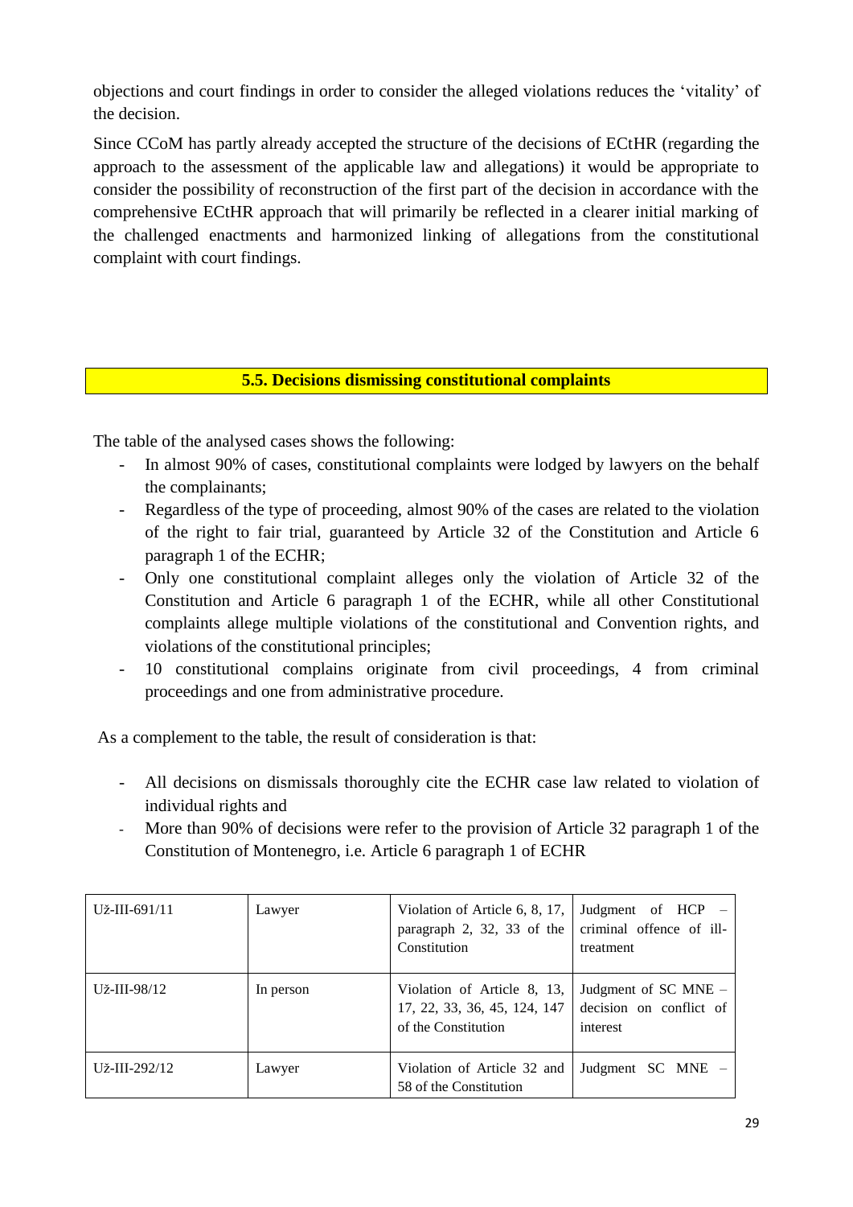objections and court findings in order to consider the alleged violations reduces the 'vitality' of the decision.

Since CCoM has partly already accepted the structure of the decisions of ECtHR (regarding the approach to the assessment of the applicable law and allegations) it would be appropriate to consider the possibility of reconstruction of the first part of the decision in accordance with the comprehensive ECtHR approach that will primarily be reflected in a clearer initial marking of the challenged enactments and harmonized linking of allegations from the constitutional complaint with court findings.

## 5.5. Decisions dismissing constitutional complaints

The table of the analysed cases shows the following:

- In almost 90% of cases, constitutional complaints were lodged by lawyers on the behalf the complainants;
- Regardless of the type of proceeding, almost 90% of the cases are related to the violation of the right to fair trial, guaranteed by Article 32 of the Constitution and Article 6 paragraph 1 of the ECHR;
- Only one constitutional complaint alleges only the violation of Article 32 of the Constitution and Article 6 paragraph 1 of the ECHR, while all other Constitutional complaints allege multiple violations of the constitutional and Convention rights, and violations of the constitutional principles;
- 10 constitutional complains originate from civil proceedings, 4 from criminal proceedings and one from administrative procedure.

As a complement to the table, the result of consideration is that:

- All decisions on dismissals thoroughly cite the ECHR case law related to violation of individual rights and
- More than 90% of decisions were refer to the provision of Article 32 paragraph 1 of the Constitution of Montenegro, i.e. Article 6 paragraph 1 of ECHR

| | | | |
|---|---|---|---|
| Už-III-691/11 | Lawyer | Violation of Article 6, 8, 17, paragraph 2, 32, 33 of the Constitution | Judgment of HCP – criminal offence of ill-treatment |
| Už-III-98/12 | In person | Violation of Article 8, 13, 17, 22, 33, 36, 45, 124, 147 of the Constitution | Judgment of SC MNE – decision on conflict of interest |
| Už-III-292/12 | Lawyer | Violation of Article 32 and 58 of the Constitution | Judgment SC MNE – |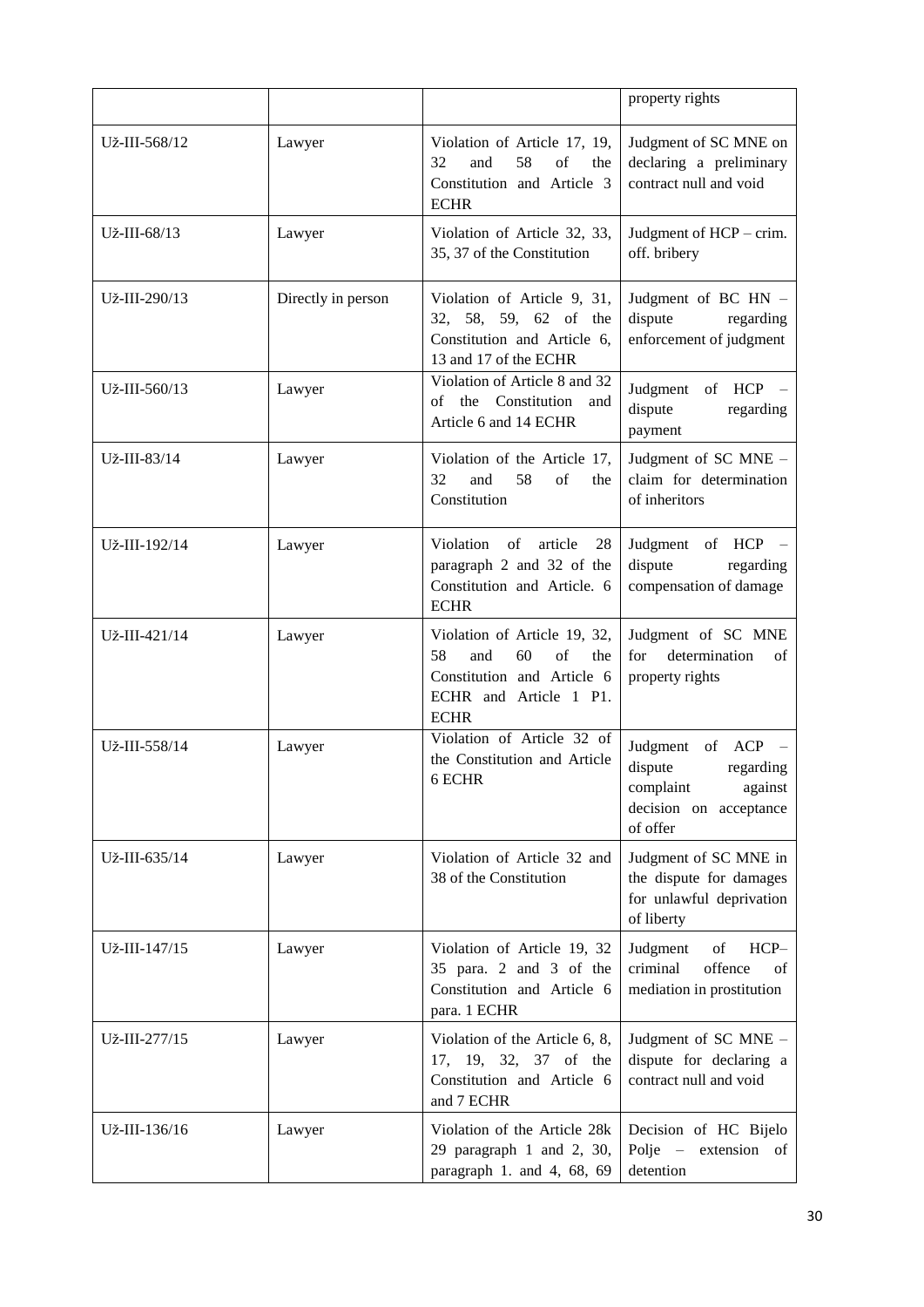| | | | property rights |
|---|---|---|---|
| Už-III-568/12 | Lawyer | Violation of Article 17, 19, 32 and 58 of the Constitution and Article 3 ECHR | Judgment of SC MNE on declaring a preliminary contract null and void |
| Už-III-68/13 | Lawyer | Violation of Article 32, 33, 35, 37 of the Constitution | Judgment of HCP – crim. off. bribery |
| Už-III-290/13 | Directly in person | Violation of Article 9, 31, 32, 58, 59, 62 of the Constitution and Article 6, 13 and 17 of the ECHR | Judgment of BC HN – dispute regarding enforcement of judgment |
| Už-III-560/13 | Lawyer | Violation of Article 8 and 32 of the Constitution and Article 6 and 14 ECHR | Judgment of HCP – dispute regarding payment |
| Už-III-83/14 | Lawyer | Violation of the Article 17, 32 and 58 of the Constitution | Judgment of SC MNE – claim for determination of inheritors |
| Už-III-192/14 | Lawyer | Violation of article 28 paragraph 2 and 32 of the Constitution and Article. 6 ECHR | Judgment of HCP – dispute regarding compensation of damage |
| Už-III-421/14 | Lawyer | Violation of Article 19, 32, 58 and 60 of the Constitution and Article 6 ECHR and Article 1 P1. ECHR | Judgment of SC MNE for determination of property rights |
| Už-III-558/14 | Lawyer | Violation of Article 32 of the Constitution and Article 6 ECHR | Judgment of ACP – dispute regarding complaint against decision on acceptance of offer |
| Už-III-635/14 | Lawyer | Violation of Article 32 and 38 of the Constitution | Judgment of SC MNE in the dispute for damages for unlawful deprivation of liberty |
| Už-III-147/15 | Lawyer | Violation of Article 19, 32 35 para. 2 and 3 of the Constitution and Article 6 para. 1 ECHR | Judgment of HCP– criminal offence of mediation in prostitution |
| Už-III-277/15 | Lawyer | Violation of the Article 6, 8, 17, 19, 32, 37 of the Constitution and Article 6 and 7 ECHR | Judgment of SC MNE – dispute for declaring a contract null and void |
| Už-III-136/16 | Lawyer | Violation of the Article 28k 29 paragraph 1 and 2, 30, paragraph 1. and 4, 68, 69 | Decision of HC Bijelo Polje – extension of detention |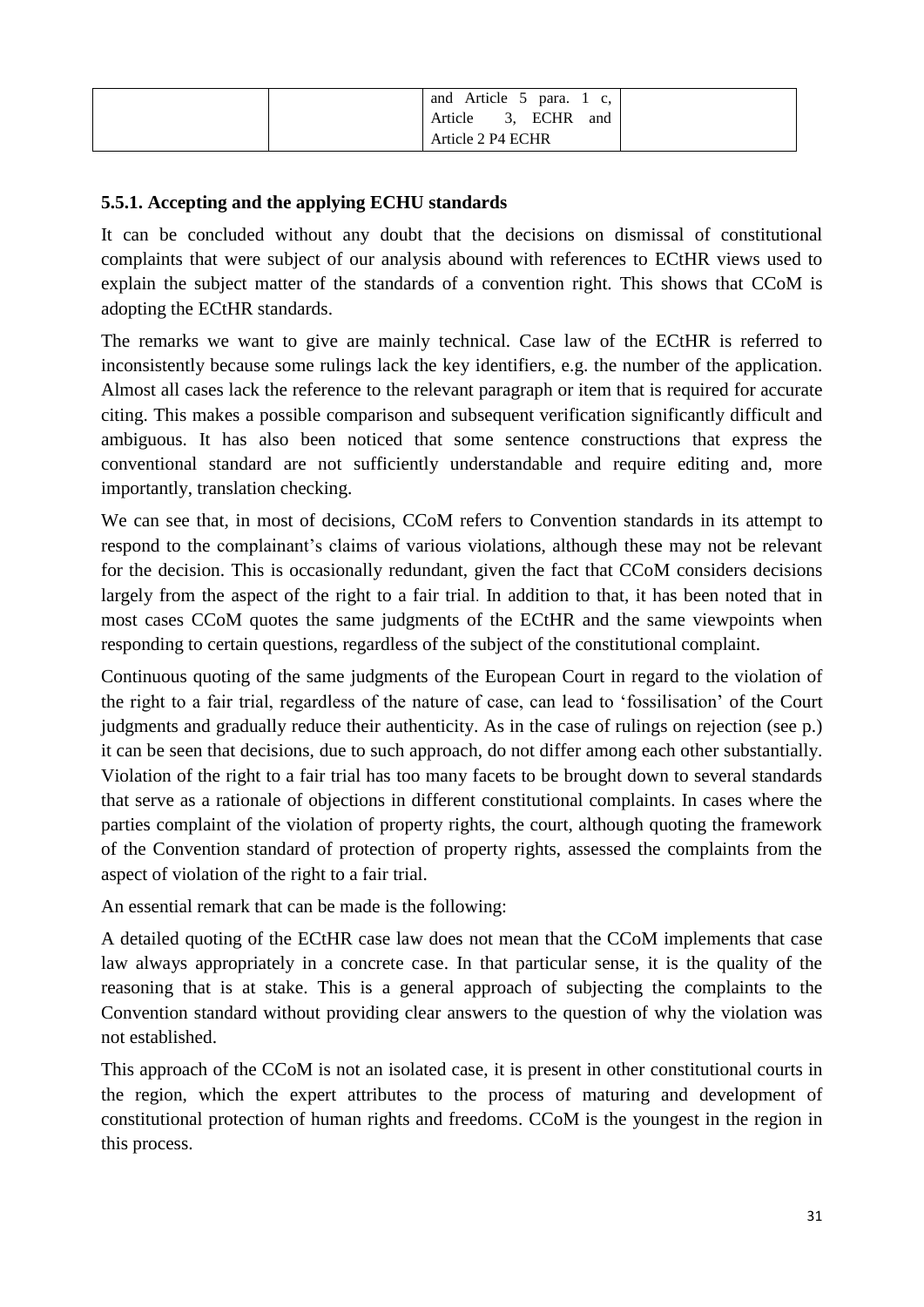| | | and Article 5 para. 1 c, Article 3, ECHR and Article 2 P4 ECHR | |
|---|---|---|---|

### 5.5.1. Accepting and the applying ECHU standards

It can be concluded without any doubt that the decisions on dismissal of constitutional complaints that were subject of our analysis abound with references to ECtHR views used to explain the subject matter of the standards of a convention right. This shows that CCoM is adopting the ECtHR standards.

The remarks we want to give are mainly technical. Case law of the ECtHR is referred to inconsistently because some rulings lack the key identifiers, e.g. the number of the application. Almost all cases lack the reference to the relevant paragraph or item that is required for accurate citing. This makes a possible comparison and subsequent verification significantly difficult and ambiguous. It has also been noticed that some sentence constructions that express the conventional standard are not sufficiently understandable and require editing and, more importantly, translation checking.

We can see that, in most of decisions, CCoM refers to Convention standards in its attempt to respond to the complainant's claims of various violations, although these may not be relevant for the decision. This is occasionally redundant, given the fact that CCoM considers decisions largely from the aspect of the right to a fair trial. In addition to that, it has been noted that in most cases CCoM quotes the same judgments of the ECtHR and the same viewpoints when responding to certain questions, regardless of the subject of the constitutional complaint.

Continuous quoting of the same judgments of the European Court in regard to the violation of the right to a fair trial, regardless of the nature of case, can lead to 'fossilisation' of the Court judgments and gradually reduce their authenticity. As in the case of rulings on rejection (see p.) it can be seen that decisions, due to such approach, do not differ among each other substantially. Violation of the right to a fair trial has too many facets to be brought down to several standards that serve as a rationale of objections in different constitutional complaints. In cases where the parties complaint of the violation of property rights, the court, although quoting the framework of the Convention standard of protection of property rights, assessed the complaints from the aspect of violation of the right to a fair trial.

An essential remark that can be made is the following:

A detailed quoting of the ECtHR case law does not mean that the CCoM implements that case law always appropriately in a concrete case. In that particular sense, it is the quality of the reasoning that is at stake. This is a general approach of subjecting the complaints to the Convention standard without providing clear answers to the question of why the violation was not established.

This approach of the CCoM is not an isolated case, it is present in other constitutional courts in the region, which the expert attributes to the process of maturing and development of constitutional protection of human rights and freedoms. CCoM is the youngest in the region in this process.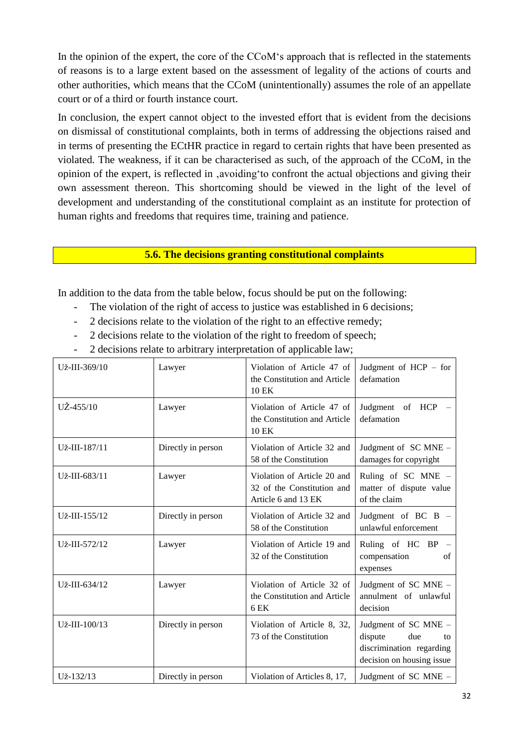In the opinion of the expert, the core of the CCoM‘s approach that is reflected in the statements of reasons is to a large extent based on the assessment of legality of the actions of courts and other authorities, which means that the CCoM (unintentionally) assumes the role of an appellate court or of a third or fourth instance court.

In conclusion, the expert cannot object to the invested effort that is evident from the decisions on dismissal of constitutional complaints, both in terms of addressing the objections raised and in terms of presenting the ECtHR practice in regard to certain rights that have been presented as violated. The weakness, if it can be characterised as such, of the approach of the CCoM, in the opinion of the expert, is reflected in ‚avoiding‘to confront the actual objections and giving their own assessment thereon. This shortcoming should be viewed in the light of the level of development and understanding of the constitutional complaint as an institute for protection of human rights and freedoms that requires time, training and patience.

## 5.6. The decisions granting constitutional complaints

In addition to the data from the table below, focus should be put on the following:

- The violation of the right of access to justice was established in 6 decisions;
- 2 decisions relate to the violation of the right to an effective remedy;
- 2 decisions relate to the violation of the right to freedom of speech;
- 2 decisions relate to arbitrary interpretation of applicable law;

| | | | |
|---|---|---|---|
| Už-III-369/10 | Lawyer | Violation of Article 47 of the Constitution and Article 10 EK | Judgment of HCP – for defamation |
| UŽ-455/10 | Lawyer | Violation of Article 47 of the Constitution and Article 10 EK | Judgment of HCP – defamation |
| Už-III-187/11 | Directly in person | Violation of Article 32 and 58 of the Constitution | Judgment of SC MNE – damages for copyright |
| Už-III-683/11 | Lawyer | Violation of Article 20 and 32 of the Constitution and Article 6 and 13 EK | Ruling of SC MNE – matter of dispute value of the claim |
| Už-III-155/12 | Directly in person | Violation of Article 32 and 58 of the Constitution | Judgment of BC B – unlawful enforcement |
| Už-III-572/12 | Lawyer | Violation of Article 19 and 32 of the Constitution | Ruling of HC BP – compensation of expenses |
| Už-III-634/12 | Lawyer | Violation of Article 32 of the Constitution and Article 6 EK | Judgment of SC MNE – annulment of unlawful decision |
| Už-III-100/13 | Directly in person | Violation of Article 8, 32, 73 of the Constitution | Judgment of SC MNE – dispute due to discrimination regarding decision on housing issue |
| Už-132/13 | Directly in person | Violation of Articles 8, 17, | Judgment of SC MNE – |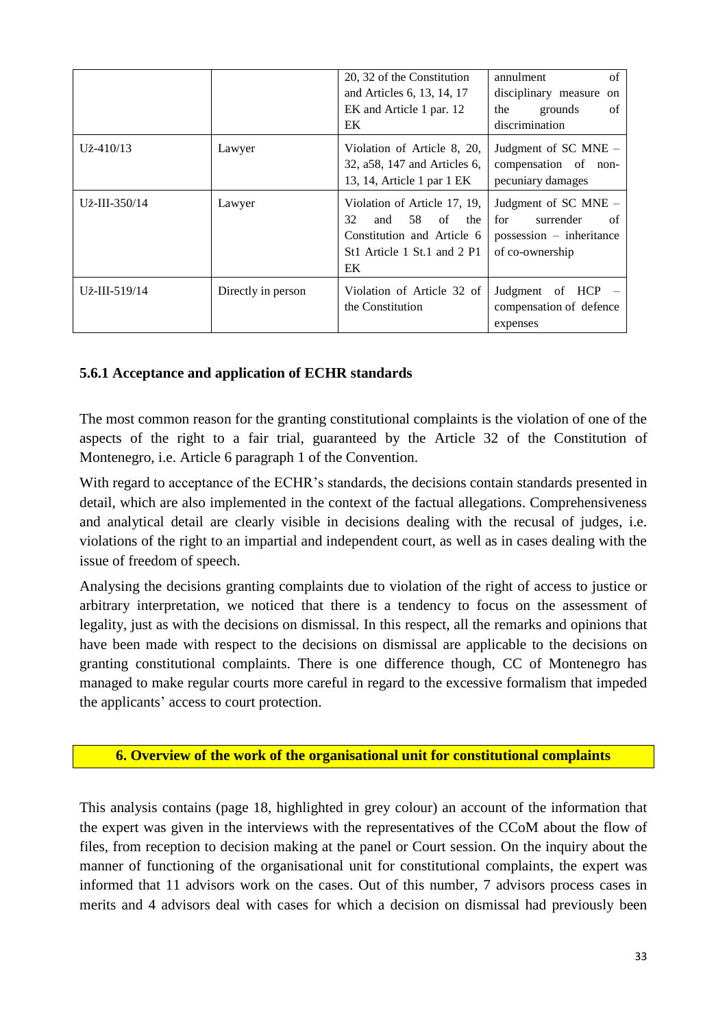|  |  | 20, 32 of the Constitution and Articles 6, 13, 14, 17 EK and Article 1 par. 12 EK | annulment of disciplinary measure on the grounds of discrimination |
|---|---|---|---|
| Už-410/13 | Lawyer | Violation of Article 8, 20, 32, a58, 147 and Articles 6, 13, 14, Article 1 par 1 EK | Judgment of SC MNE – compensation of non-pecuniary damages |
| Už-III-350/14 | Lawyer | Violation of Article 17, 19, 32 and 58 of the Constitution and Article 6 St1 Article 1 St.1 and 2 P1 EK | Judgment of SC MNE – for surrender of possession – inheritance of co-ownership |
| Už-III-519/14 | Directly in person | Violation of Article 32 of the Constitution | Judgment of HCP – compensation of defence expenses |

### 5.6.1 Acceptance and application of ECHR standards

The most common reason for the granting constitutional complaints is the violation of one of the aspects of the right to a fair trial, guaranteed by the Article 32 of the Constitution of Montenegro, i.e. Article 6 paragraph 1 of the Convention.

With regard to acceptance of the ECHR's standards, the decisions contain standards presented in detail, which are also implemented in the context of the factual allegations. Comprehensiveness and analytical detail are clearly visible in decisions dealing with the recusal of judges, i.e. violations of the right to an impartial and independent court, as well as in cases dealing with the issue of freedom of speech.

Analysing the decisions granting complaints due to violation of the right of access to justice or arbitrary interpretation, we noticed that there is a tendency to focus on the assessment of legality, just as with the decisions on dismissal. In this respect, all the remarks and opinions that have been made with respect to the decisions on dismissal are applicable to the decisions on granting constitutional complaints. There is one difference though, CC of Montenegro has managed to make regular courts more careful in regard to the excessive formalism that impeded the applicants' access to court protection.

## 6. Overview of the work of the organisational unit for constitutional complaints

This analysis contains (page 18, highlighted in grey colour) an account of the information that the expert was given in the interviews with the representatives of the CCoM about the flow of files, from reception to decision making at the panel or Court session. On the inquiry about the manner of functioning of the organisational unit for constitutional complaints, the expert was informed that 11 advisors work on the cases. Out of this number, 7 advisors process cases in merits and 4 advisors deal with cases for which a decision on dismissal had previously been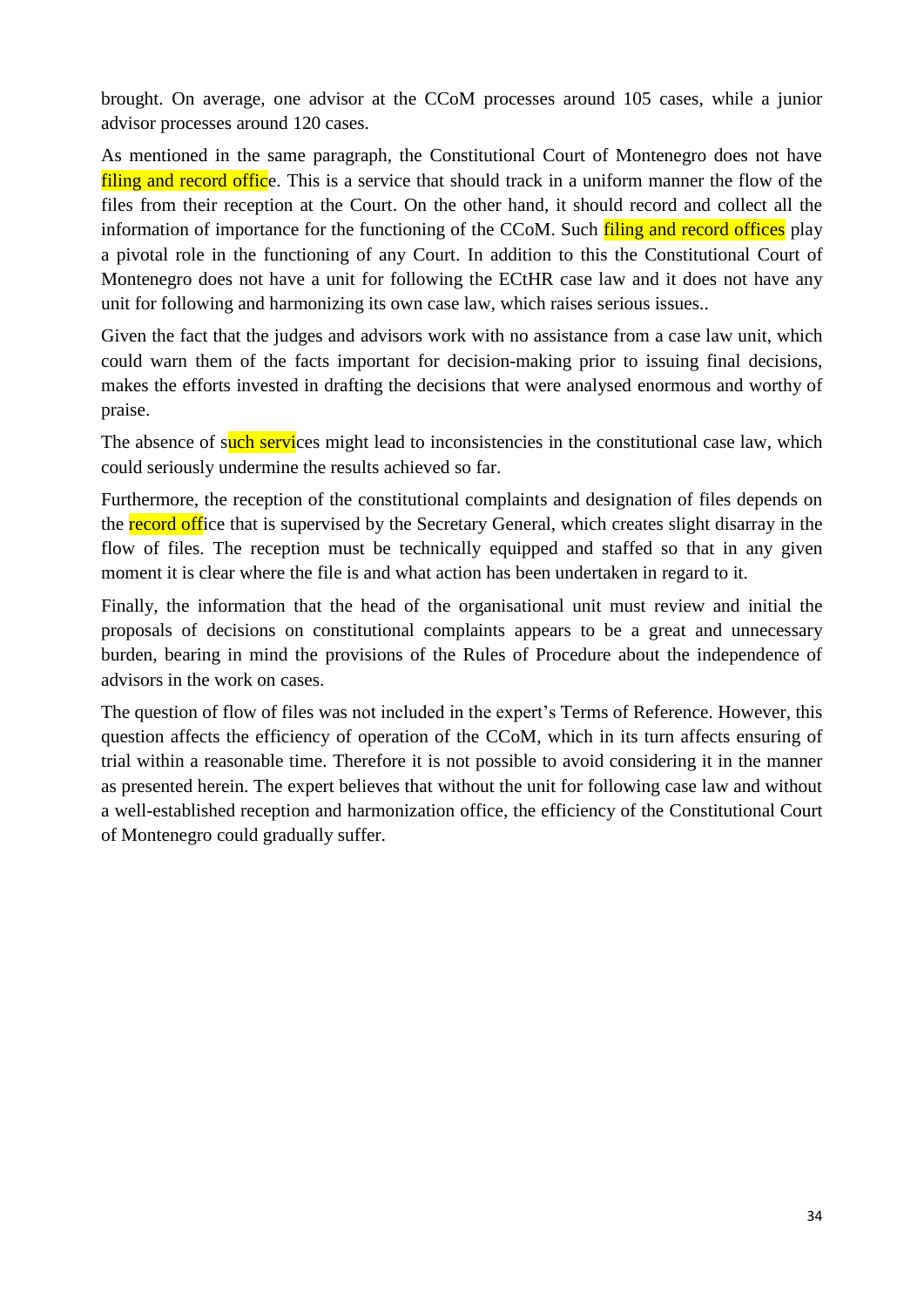brought. On average, one advisor at the CCoM processes around 105 cases, while a junior advisor processes around 120 cases.

As mentioned in the same paragraph, the Constitutional Court of Montenegro does not have filing and record office. This is a service that should track in a uniform manner the flow of the files from their reception at the Court. On the other hand, it should record and collect all the information of importance for the functioning of the CCoM. Such filing and record offices play a pivotal role in the functioning of any Court. In addition to this the Constitutional Court of Montenegro does not have a unit for following the ECtHR case law and it does not have any unit for following and harmonizing its own case law, which raises serious issues..

Given the fact that the judges and advisors work with no assistance from a case law unit, which could warn them of the facts important for decision-making prior to issuing final decisions, makes the efforts invested in drafting the decisions that were analysed enormous and worthy of praise.

The absence of such services might lead to inconsistencies in the constitutional case law, which could seriously undermine the results achieved so far.

Furthermore, the reception of the constitutional complaints and designation of files depends on the record office that is supervised by the Secretary General, which creates slight disarray in the flow of files. The reception must be technically equipped and staffed so that in any given moment it is clear where the file is and what action has been undertaken in regard to it.

Finally, the information that the head of the organisational unit must review and initial the proposals of decisions on constitutional complaints appears to be a great and unnecessary burden, bearing in mind the provisions of the Rules of Procedure about the independence of advisors in the work on cases.

The question of flow of files was not included in the expert's Terms of Reference. However, this question affects the efficiency of operation of the CCoM, which in its turn affects ensuring of trial within a reasonable time. Therefore it is not possible to avoid considering it in the manner as presented herein. The expert believes that without the unit for following case law and without a well-established reception and harmonization office, the efficiency of the Constitutional Court of Montenegro could gradually suffer.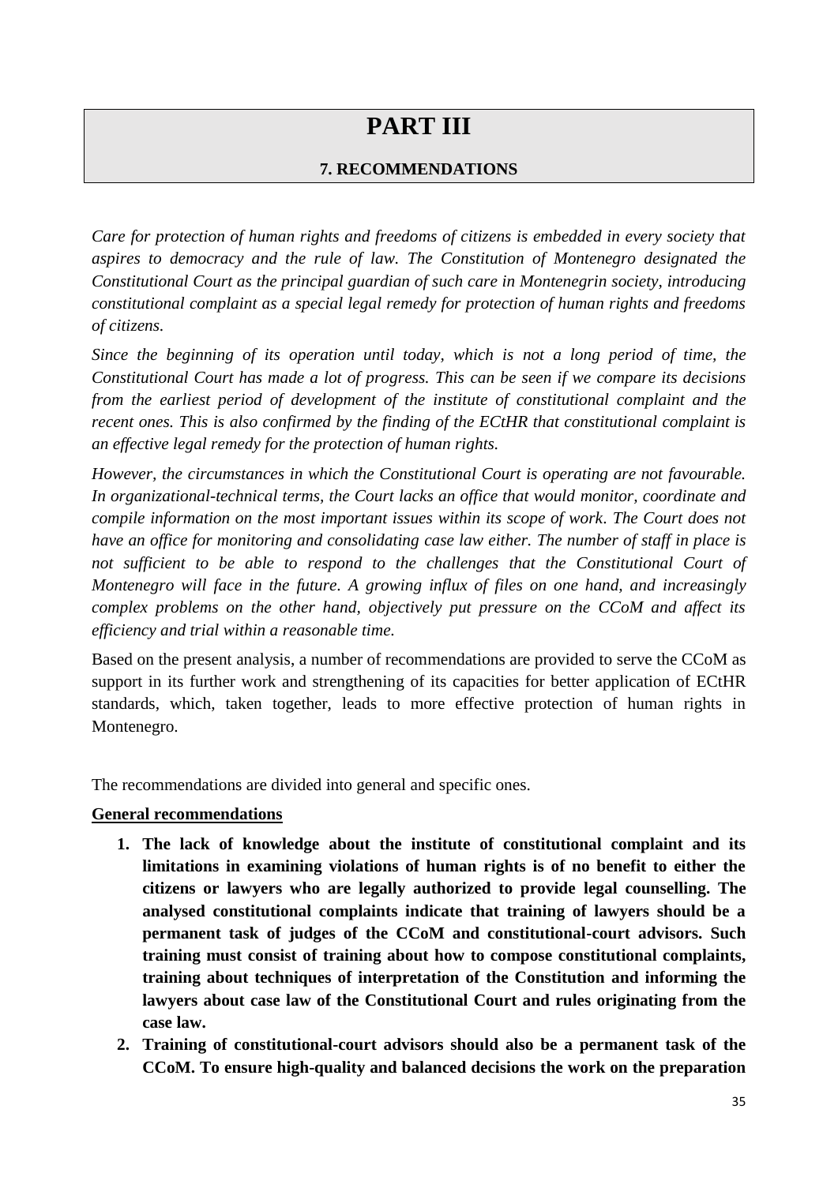# PART III

## 7. RECOMMENDATIONS

*Care for protection of human rights and freedoms of citizens is embedded in every society that aspires to democracy and the rule of law. The Constitution of Montenegro designated the Constitutional Court as the principal guardian of such care in Montenegrin society, introducing constitutional complaint as a special legal remedy for protection of human rights and freedoms of citizens.*

*Since the beginning of its operation until today, which is not a long period of time, the Constitutional Court has made a lot of progress. This can be seen if we compare its decisions from the earliest period of development of the institute of constitutional complaint and the recent ones. This is also confirmed by the finding of the ECtHR that constitutional complaint is an effective legal remedy for the protection of human rights.*

*However, the circumstances in which the Constitutional Court is operating are not favourable. In organizational-technical terms, the Court lacks an office that would monitor, coordinate and compile information on the most important issues within its scope of work. The Court does not have an office for monitoring and consolidating case law either. The number of staff in place is not sufficient to be able to respond to the challenges that the Constitutional Court of Montenegro will face in the future. A growing influx of files on one hand, and increasingly complex problems on the other hand, objectively put pressure on the CCoM and affect its efficiency and trial within a reasonable time.*

Based on the present analysis, a number of recommendations are provided to serve the CCoM as support in its further work and strengthening of its capacities for better application of ECtHR standards, which, taken together, leads to more effective protection of human rights in Montenegro.

The recommendations are divided into general and specific ones.

**General recommendations**

1. **The lack of knowledge about the institute of constitutional complaint and its limitations in examining violations of human rights is of no benefit to either the citizens or lawyers who are legally authorized to provide legal counselling. The analysed constitutional complaints indicate that training of lawyers should be a permanent task of judges of the CCoM and constitutional-court advisors. Such training must consist of training about how to compose constitutional complaints, training about techniques of interpretation of the Constitution and informing the lawyers about case law of the Constitutional Court and rules originating from the case law.**
2. **Training of constitutional-court advisors should also be a permanent task of the CCoM. To ensure high-quality and balanced decisions the work on the preparation**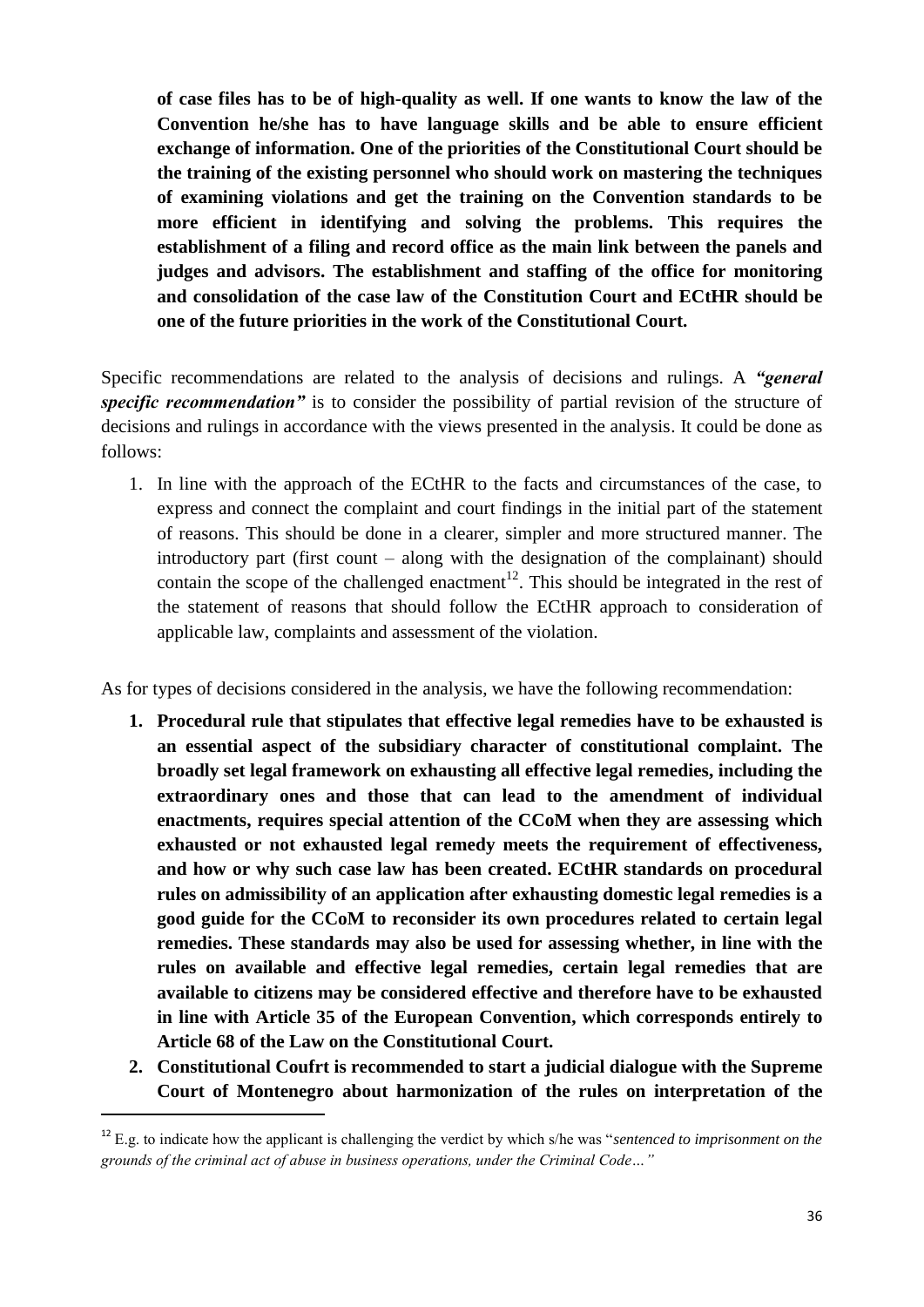**of case files has to be of high-quality as well. If one wants to know the law of the Convention he/she has to have language skills and be able to ensure efficient exchange of information. One of the priorities of the Constitutional Court should be the training of the existing personnel who should work on mastering the techniques of examining violations and get the training on the Convention standards to be more efficient in identifying and solving the problems. This requires the establishment of a filing and record office as the main link between the panels and judges and advisors. The establishment and staffing of the office for monitoring and consolidation of the case law of the Constitution Court and ECtHR should be one of the future priorities in the work of the Constitutional Court.**

Specific recommendations are related to the analysis of decisions and rulings. A ***"general specific recommendation"*** is to consider the possibility of partial revision of the structure of decisions and rulings in accordance with the views presented in the analysis. It could be done as follows:

1. In line with the approach of the ECtHR to the facts and circumstances of the case, to express and connect the complaint and court findings in the initial part of the statement of reasons. This should be done in a clearer, simpler and more structured manner. The introductory part (first count – along with the designation of the complainant) should contain the scope of the challenged enactment[12]. This should be integrated in the rest of the statement of reasons that should follow the ECtHR approach to consideration of applicable law, complaints and assessment of the violation.

As for types of decisions considered in the analysis, we have the following recommendation:

1. **Procedural rule that stipulates that effective legal remedies have to be exhausted is an essential aspect of the subsidiary character of constitutional complaint. The broadly set legal framework on exhausting all effective legal remedies, including the extraordinary ones and those that can lead to the amendment of individual enactments, requires special attention of the CCoM when they are assessing which exhausted or not exhausted legal remedy meets the requirement of effectiveness, and how or why such case law has been created. ECtHR standards on procedural rules on admissibility of an application after exhausting domestic legal remedies is a good guide for the CCoM to reconsider its own procedures related to certain legal remedies. These standards may also be used for assessing whether, in line with the rules on available and effective legal remedies, certain legal remedies that are available to citizens may be considered effective and therefore have to be exhausted in line with Article 35 of the European Convention, which corresponds entirely to Article 68 of the Law on the Constitutional Court.**
2. **Constitutional Coufrt is recommended to start a judicial dialogue with the Supreme Court of Montenegro about harmonization of the rules on interpretation of the**

[12] E.g. to indicate how the applicant is challenging the verdict by which s/he was "*sentenced to imprisonment on the grounds of the criminal act of abuse in business operations, under the Criminal Code…"*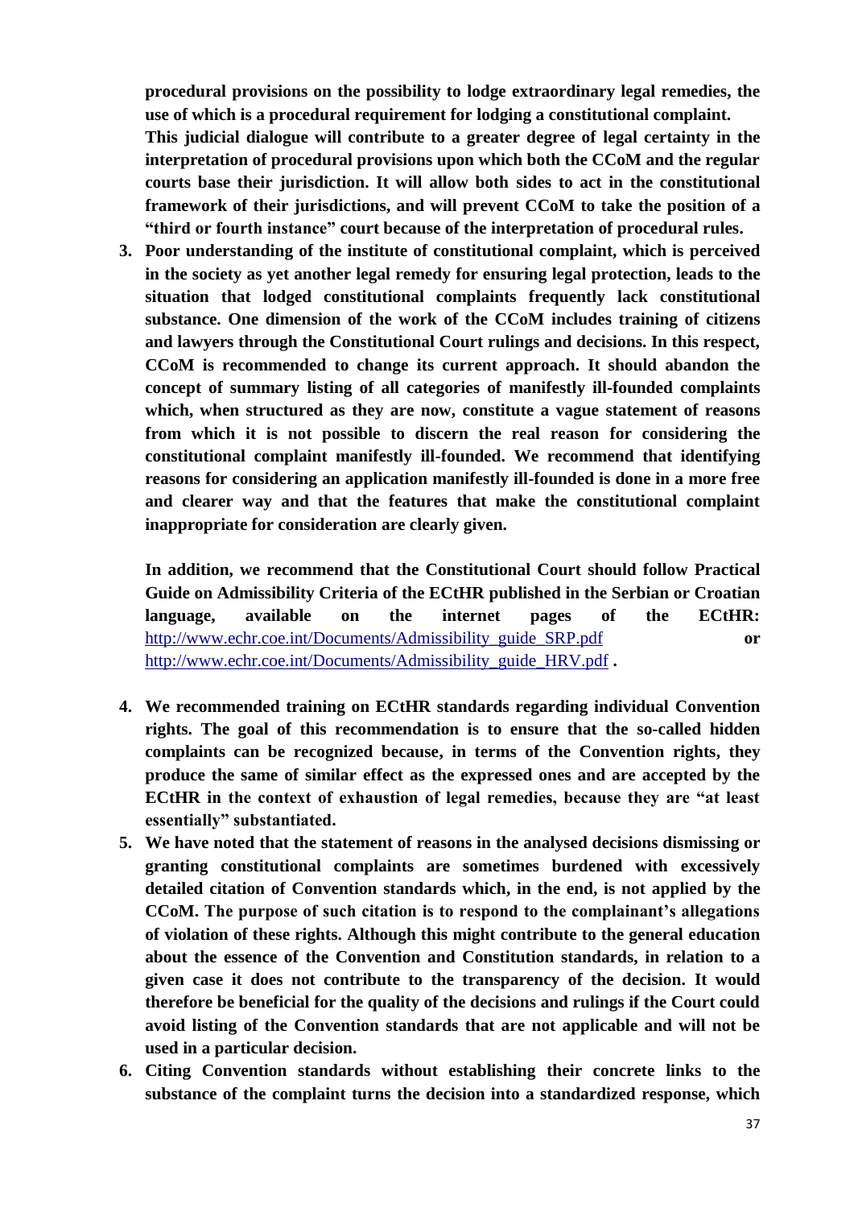**procedural provisions on the possibility to lodge extraordinary legal remedies, the use of which is a procedural requirement for lodging a constitutional complaint.**

**This judicial dialogue will contribute to a greater degree of legal certainty in the interpretation of procedural provisions upon which both the CCoM and the regular courts base their jurisdiction. It will allow both sides to act in the constitutional framework of their jurisdictions, and will prevent CCoM to take the position of a "third or fourth instance" court because of the interpretation of procedural rules.**

3. **Poor understanding of the institute of constitutional complaint, which is perceived in the society as yet another legal remedy for ensuring legal protection, leads to the situation that lodged constitutional complaints frequently lack constitutional substance. One dimension of the work of the CCoM includes training of citizens and lawyers through the Constitutional Court rulings and decisions. In this respect, CCoM is recommended to change its current approach. It should abandon the concept of summary listing of all categories of manifestly ill-founded complaints which, when structured as they are now, constitute a vague statement of reasons from which it is not possible to discern the real reason for considering the constitutional complaint manifestly ill-founded. We recommend that identifying reasons for considering an application manifestly ill-founded is done in a more free and clearer way and that the features that make the constitutional complaint inappropriate for consideration are clearly given.**

   **In addition, we recommend that the Constitutional Court should follow Practical Guide on Admissibility Criteria of the ECtHR published in the Serbian or Croatian language, available on the internet pages of the ECtHR:** [http://www.echr.coe.int/Documents/Admissibility_guide_SRP.pdf](http://www.echr.coe.int/Documents/Admissibility_guide_SRP.pdf) **or** [http://www.echr.coe.int/Documents/Admissibility_guide_HRV.pdf](http://www.echr.coe.int/Documents/Admissibility_guide_HRV.pdf) **.**

4. **We recommended training on ECtHR standards regarding individual Convention rights. The goal of this recommendation is to ensure that the so-called hidden complaints can be recognized because, in terms of the Convention rights, they produce the same of similar effect as the expressed ones and are accepted by the ECtHR in the context of exhaustion of legal remedies, because they are "at least essentially" substantiated.**
5. **We have noted that the statement of reasons in the analysed decisions dismissing or granting constitutional complaints are sometimes burdened with excessively detailed citation of Convention standards which, in the end, is not applied by the CCoM. The purpose of such citation is to respond to the complainant's allegations of violation of these rights. Although this might contribute to the general education about the essence of the Convention and Constitution standards, in relation to a given case it does not contribute to the transparency of the decision. It would therefore be beneficial for the quality of the decisions and rulings if the Court could avoid listing of the Convention standards that are not applicable and will not be used in a particular decision.**
6. **Citing Convention standards without establishing their concrete links to the substance of the complaint turns the decision into a standardized response, which**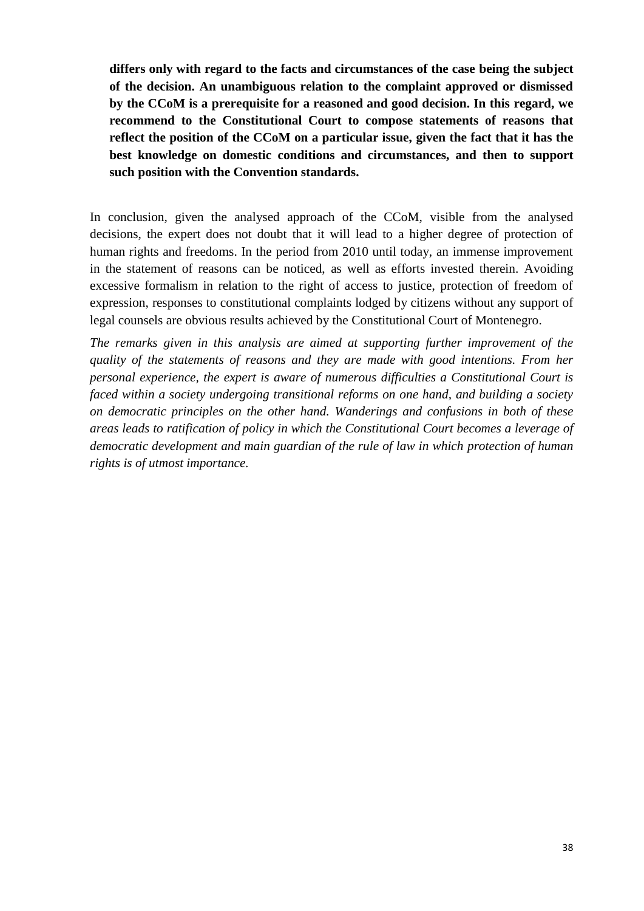**differs only with regard to the facts and circumstances of the case being the subject of the decision. An unambiguous relation to the complaint approved or dismissed by the CCoM is a prerequisite for a reasoned and good decision. In this regard, we recommend to the Constitutional Court to compose statements of reasons that reflect the position of the CCoM on a particular issue, given the fact that it has the best knowledge on domestic conditions and circumstances, and then to support such position with the Convention standards.**

In conclusion, given the analysed approach of the CCoM, visible from the analysed decisions, the expert does not doubt that it will lead to a higher degree of protection of human rights and freedoms. In the period from 2010 until today, an immense improvement in the statement of reasons can be noticed, as well as efforts invested therein. Avoiding excessive formalism in relation to the right of access to justice, protection of freedom of expression, responses to constitutional complaints lodged by citizens without any support of legal counsels are obvious results achieved by the Constitutional Court of Montenegro.

*The remarks given in this analysis are aimed at supporting further improvement of the quality of the statements of reasons and they are made with good intentions. From her personal experience, the expert is aware of numerous difficulties a Constitutional Court is faced within a society undergoing transitional reforms on one hand, and building a society on democratic principles on the other hand. Wanderings and confusions in both of these areas leads to ratification of policy in which the Constitutional Court becomes a leverage of democratic development and main guardian of the rule of law in which protection of human rights is of utmost importance.*